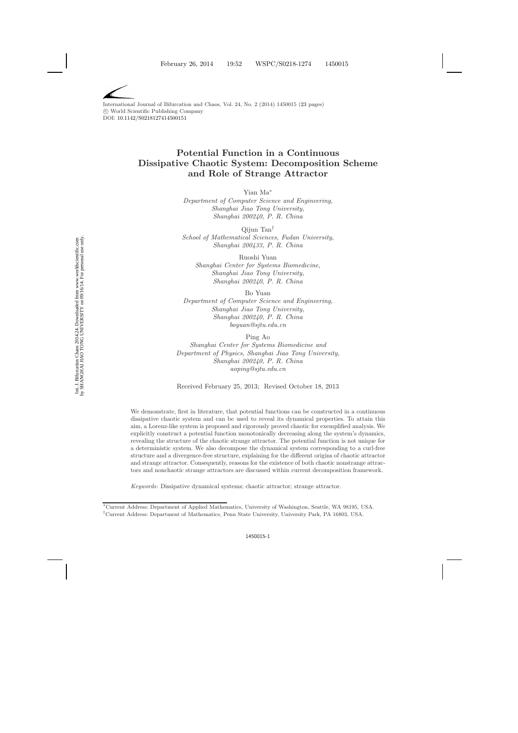# Potential Function in a Continuous Dissipative Chaotic System: Decomposition Scheme and Role of Strange Attractor

Yian Ma*
*Department of Computer Science and Engineering, Shanghai Jiao Tong University, Shanghai 200240, P. R. China*

Qijun Tan†
*School of Mathematical Sciences, Fudan University, Shanghai 200433, P. R. China*

Ruoshi Yuan
*Shanghai Center for Systems Biomedicine, Shanghai Jiao Tong University, Shanghai 200240, P. R. China*

Bo Yuan
*Department of Computer Science and Engineering, Shanghai Jiao Tong University, Shanghai 200240, P. R. China*
*boyuan@sjtu.edu.cn*

Ping Ao
*Shanghai Center for Systems Biomedicine and Department of Physics, Shanghai Jiao Tong University, Shanghai 200240, P. R. China*
*aoping@sjtu.edu.cn*

Received February 25, 2013; Revised October 18, 2013

We demonstrate, first in literature, that potential functions can be constructed in a continuous dissipative chaotic system and can be used to reveal its dynamical properties. To attain this aim, a Lorenz-like system is proposed and rigorously proved chaotic for exemplified analysis. We explicitly construct a potential function monotonically decreasing along the system's dynamics, revealing the structure of the chaotic strange attractor. The potential function is not unique for a deterministic system. We also decompose the dynamical system corresponding to a curl-free structure and a divergence-free structure, explaining for the different origins of chaotic attractor and strange attractor. Consequently, reasons for the existence of both chaotic nonstrange attractors and nonchaotic strange attractors are discussed within current decomposition framework.

*Keywords*: Dissipative dynamical systems; chaotic attractor; strange attractor.

---

*Current Address: Department of Applied Mathematics, University of Washington, Seattle, WA 98195, USA.
†Current Address: Department of Mathematics, Penn State University, University Park, PA 16803, USA.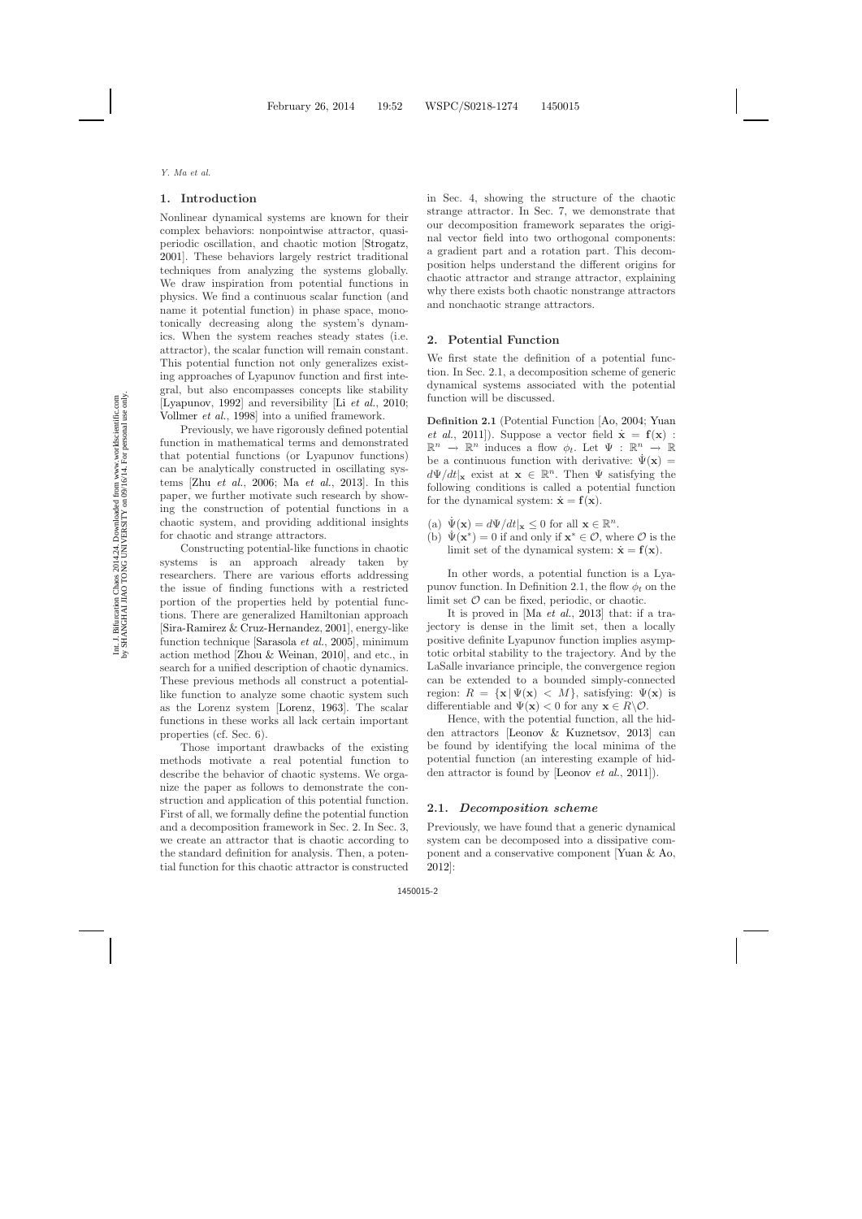## 1. Introduction

Nonlinear dynamical systems are known for their complex behaviors: nonpointwise attractor, quasi-periodic oscillation, and chaotic motion [Strogatz, 2001]. These behaviors largely restrict traditional techniques from analyzing the systems globally. We draw inspiration from potential functions in physics. We find a continuous scalar function (and name it potential function) in phase space, monotonically decreasing along the system's dynamics. When the system reaches steady states (i.e. attractor), the scalar function will remain constant. This potential function not only generalizes existing approaches of Lyapunov function and first integral, but also encompasses concepts like stability [Lyapunov, 1992] and reversibility [Li *et al.*, 2010; Vollmer *et al.*, 1998] into a unified framework.

Previously, we have rigorously defined potential function in mathematical terms and demonstrated that potential functions (or Lyapunov functions) can be analytically constructed in oscillating systems [Zhu *et al.*, 2006; Ma *et al.*, 2013]. In this paper, we further motivate such research by showing the construction of potential functions in a chaotic system, and providing additional insights for chaotic and strange attractors.

Constructing potential-like functions in chaotic systems is an approach already taken by researchers. There are various efforts addressing the issue of finding functions with a restricted portion of the properties held by potential functions. There are generalized Hamiltonian approach [Sira-Ramirez & Cruz-Hernandez, 2001], energy-like function technique [Sarasola *et al.*, 2005], minimum action method [Zhou & Weinan, 2010], and etc., in search for a unified description of chaotic dynamics. These previous methods all construct a potential-like function to analyze some chaotic system such as the Lorenz system [Lorenz, 1963]. The scalar functions in these works all lack certain important properties (cf. Sec. 6).

Those important drawbacks of the existing methods motivate a real potential function to describe the behavior of chaotic systems. We organize the paper as follows to demonstrate the construction and application of this potential function. First of all, we formally define the potential function and a decomposition framework in Sec. 2. In Sec. 3, we create an attractor that is chaotic according to the standard definition for analysis. Then, a potential function for this chaotic attractor is constructed in Sec. 4, showing the structure of the chaotic strange attractor. In Sec. 7, we demonstrate that our decomposition framework separates the original vector field into two orthogonal components: a gradient part and a rotation part. This decomposition helps understand the different origins for chaotic attractor and strange attractor, explaining why there exists both chaotic nonstrange attractors and nonchaotic strange attractors.

## 2. Potential Function

We first state the definition of a potential function. In Sec. 2.1, a decomposition scheme of generic dynamical systems associated with the potential function will be discussed.

**Definition 2.1** (Potential Function [Ao, 2004; Yuan *et al.*, 2011]). Suppose a vector field $\dot{\mathbf{x}} = \mathbf{f}(\mathbf{x}) : \mathbb{R}^n \to \mathbb{R}^n$ induces a flow $\phi_t$. Let $\Psi : \mathbb{R}^n \to \mathbb{R}$ be a continuous function with derivative: $\dot{\Psi}(\mathbf{x}) = d\Psi/dt|_{\mathbf{x}}$ exist at $\mathbf{x} \in \mathbb{R}^n$. Then $\Psi$ satisfying the following conditions is called a potential function for the dynamical system: $\dot{\mathbf{x}} = \mathbf{f}(\mathbf{x})$.

(a) $\dot{\Psi}(\mathbf{x}) = d\Psi/dt|_{\mathbf{x}} \leq 0$ for all $\mathbf{x} \in \mathbb{R}^n$.
(b) $\dot{\Psi}(\mathbf{x}^*) = 0$ if and only if $\mathbf{x}^* \in \mathcal{O}$, where $\mathcal{O}$ is the limit set of the dynamical system: $\dot{\mathbf{x}} = \mathbf{f}(\mathbf{x})$.

In other words, a potential function is a Lyapunov function. In Definition 2.1, the flow $\phi_t$ on the limit set $\mathcal{O}$ can be fixed, periodic, or chaotic.

It is proved in [Ma *et al.*, 2013] that: if a trajectory is dense in the limit set, then a locally positive definite Lyapunov function implies asymptotic orbital stability to the trajectory. And by the LaSalle invariance principle, the convergence region can be extended to a bounded simply-connected region: $R = \{\mathbf{x} \,|\, \Psi(\mathbf{x}) < M\}$, satisfying: $\Psi(\mathbf{x})$ is differentiable and $\dot{\Psi}(\mathbf{x}) < 0$ for any $\mathbf{x} \in R \backslash \mathcal{O}$.

Hence, with the potential function, all the hidden attractors [Leonov & Kuznetsov, 2013] can be found by identifying the local minima of the potential function (an interesting example of hidden attractor is found by [Leonov *et al.*, 2011]).

### 2.1. *Decomposition scheme*

Previously, we have found that a generic dynamical system can be decomposed into a dissipative component and a conservative component [Yuan & Ao, 2012]: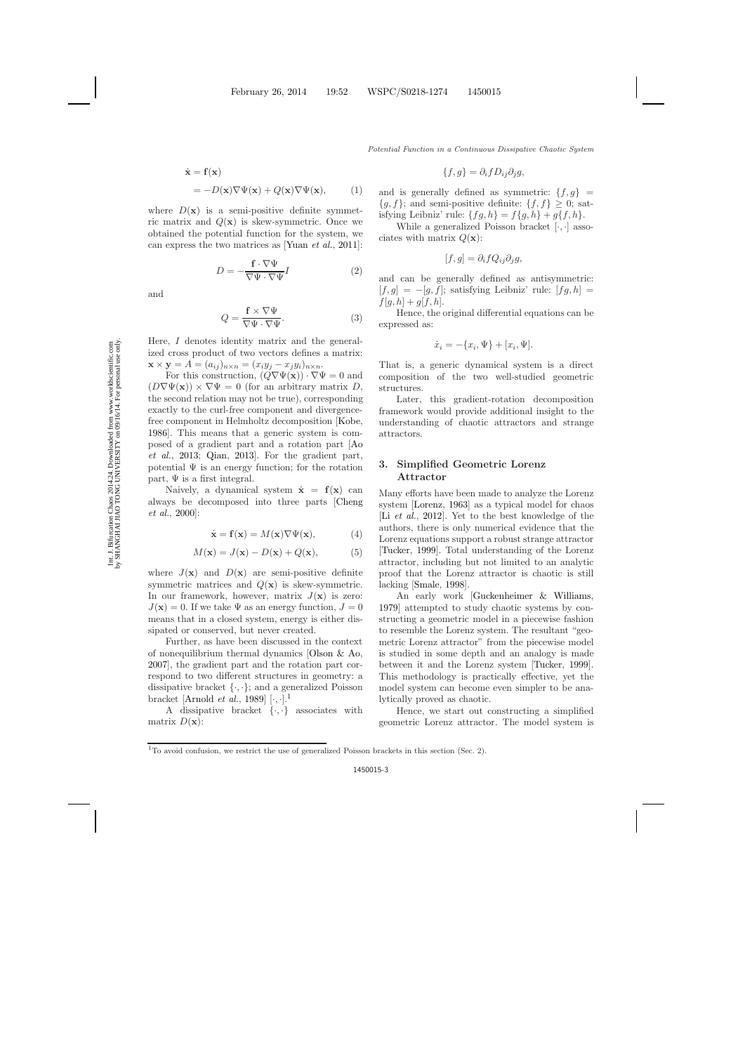$$\dot{\mathbf{x}} = \mathbf{f}(\mathbf{x})$$
$$= -D(\mathbf{x})\nabla\Psi(\mathbf{x}) + Q(\mathbf{x})\nabla\Psi(\mathbf{x}), \quad (1)$$

where $D(\mathbf{x})$ is a semi-positive definite symmetric matrix and $Q(\mathbf{x})$ is skew-symmetric. Once we obtained the potential function for the system, we can express the two matrices as [Yuan *et al.*, 2011]:

$$D = -\frac{\mathbf{f} \cdot \nabla\Psi}{\nabla\Psi \cdot \nabla\Psi} I \quad (2)$$

and

$$Q = \frac{\mathbf{f} \times \nabla\Psi}{\nabla\Psi \cdot \nabla\Psi}. \quad (3)$$

Here, $I$ denotes identity matrix and the generalized cross product of two vectors defines a matrix: $\mathbf{x} \times \mathbf{y} = A = (a_{ij})_{n\times n} = (x_i y_j - x_j y_i)_{n\times n}$.

For this construction, $(Q\nabla\Psi(\mathbf{x})) \cdot \nabla\Psi = 0$ and $(D\nabla\Psi(\mathbf{x})) \times \nabla\Psi = 0$ (for an arbitrary matrix $D$, the second relation may not be true), corresponding exactly to the curl-free component and divergence-free component in Helmholtz decomposition [Kobe, 1986]. This means that a generic system is composed of a gradient part and a rotation part [Ao *et al.*, 2013; Qian, 2013]. For the gradient part, potential $\Psi$ is an energy function; for the rotation part, $\Psi$ is a first integral.

Naively, a dynamical system $\dot{\mathbf{x}} = \mathbf{f}(\mathbf{x})$ can always be decomposed into three parts [Cheng *et al.*, 2000]:

$$\dot{\mathbf{x}} = \mathbf{f}(\mathbf{x}) = M(\mathbf{x})\nabla\Psi(\mathbf{x}), \quad (4)$$

$$M(\mathbf{x}) = J(\mathbf{x}) - D(\mathbf{x}) + Q(\mathbf{x}), \quad (5)$$

where $J(\mathbf{x})$ and $D(\mathbf{x})$ are semi-positive definite symmetric matrices and $Q(\mathbf{x})$ is skew-symmetric. In our framework, however, matrix $J(\mathbf{x})$ is zero: $J(\mathbf{x}) = 0$. If we take $\Psi$ as an energy function, $J = 0$ means that in a closed system, energy is either dissipated or conserved, but never created.

Further, as have been discussed in the context of nonequilibrium thermal dynamics [Olson & Ao, 2007], the gradient part and the rotation part correspond to two different structures in geometry: a dissipative bracket $\{\cdot,\cdot\}$; and a generalized Poisson bracket [Arnold *et al.*, 1989] $[\cdot,\cdot]$.[1]

A dissipative bracket $\{\cdot,\cdot\}$ associates with matrix $D(\mathbf{x})$:

$$\{f, g\} = \partial_i f D_{ij} \partial_j g,$$

and is generally defined as symmetric: $\{f, g\} = \{g, f\}$; and semi-positive definite: $\{f, f\} \geq 0$; satisfying Leibniz' rule: $\{fg, h\} = f\{g, h\} + g\{f, h\}$.

While a generalized Poisson bracket $[\cdot,\cdot]$ associates with matrix $Q(\mathbf{x})$:

$$[f, g] = \partial_i f Q_{ij} \partial_j g,$$

and can be generally defined as antisymmetric: $[f, g] = -[g, f]$; satisfying Leibniz' rule: $[fg, h] = f[g, h] + g[f, h]$.

Hence, the original differential equations can be expressed as:

$$\dot{x}_i = -\{x_i, \Psi\} + [x_i, \Psi].$$

That is, a generic dynamical system is a direct composition of the two well-studied geometric structures.

Later, this gradient-rotation decomposition framework would provide additional insight to the understanding of chaotic attractors and strange attractors.

## 3. Simplified Geometric Lorenz Attractor

Many efforts have been made to analyze the Lorenz system [Lorenz, 1963] as a typical model for chaos [Li *et al.*, 2012]. Yet to the best knowledge of the authors, there is only numerical evidence that the Lorenz equations support a robust strange attractor [Tucker, 1999]. Total understanding of the Lorenz attractor, including but not limited to an analytic proof that the Lorenz attractor is chaotic is still lacking [Smale, 1998].

An early work [Guckenheimer & Williams, 1979] attempted to study chaotic systems by constructing a geometric model in a piecewise fashion to resemble the Lorenz system. The resultant "geometric Lorenz attractor" from the piecewise model is studied in some depth and an analogy is made between it and the Lorenz system [Tucker, 1999]. This methodology is practically effective, yet the model system can become even simpler to be analytically proved as chaotic.

Hence, we start out constructing a simplified geometric Lorenz attractor. The model system is

[1] To avoid confusion, we restrict the use of generalized Poisson brackets in this section (Sec. 2).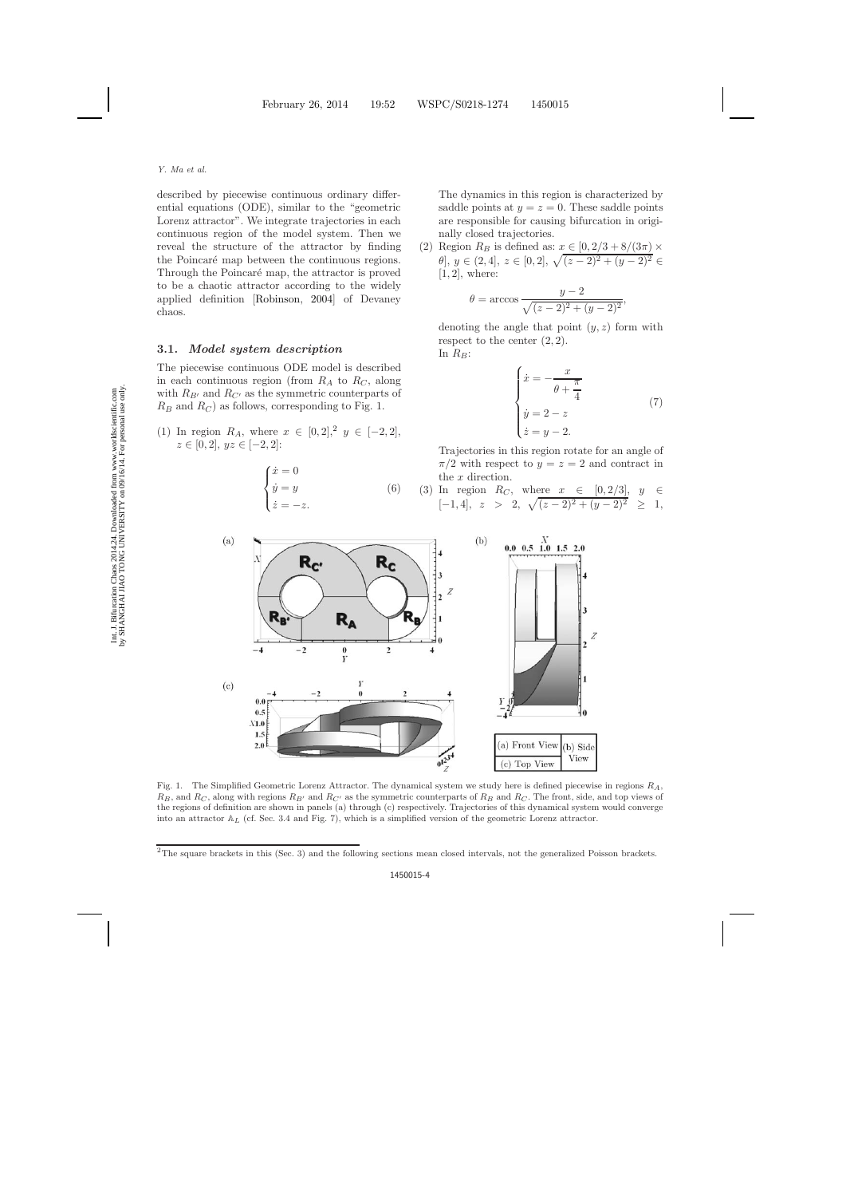described by piecewise continuous ordinary differential equations (ODE), similar to the "geometric Lorenz attractor". We integrate trajectories in each continuous region of the model system. Then we reveal the structure of the attractor by finding the Poincaré map between the continuous regions. Through the Poincaré map, the attractor is proved to be a chaotic attractor according to the widely applied definition [Robinson, 2004] of Devaney chaos.

### 3.1. *Model system description*

The piecewise continuous ODE model is described in each continuous region (from $R_A$ to $R_C$, along with $R_{B'}$ and $R_{C'}$ as the symmetric counterparts of $R_B$ and $R_C$) as follows, corresponding to Fig. 1.

(1) In region $R_A$, where $x \in [0, 2]$,[2] $y \in [-2, 2]$, $z \in [0, 2]$, $yz \in [-2, 2]$:

$$\begin{cases} \dot{x} = 0 \\ \dot{y} = y \\ \dot{z} = -z. \end{cases} \tag{6}$$

The dynamics in this region is characterized by saddle points at $y = z = 0$. These saddle points are responsible for causing bifurcation in originally closed trajectories.

(2) Region $R_B$ is defined as: $x \in [0, 2/3 + 8/(3\pi) \times \theta]$, $y \in (2, 4]$, $z \in [0, 2]$, $\sqrt{(z-2)^2 + (y-2)^2} \in [1, 2]$, where:

$$\theta = \arccos \frac{y-2}{\sqrt{(z-2)^2 + (y-2)^2}},$$

denoting the angle that point $(y, z)$ form with respect to the center $(2, 2)$.

In $R_B$:

$$\begin{cases} \dot{x} = -\dfrac{x}{\theta + \dfrac{\pi}{4}} \\ \dot{y} = 2 - z \\ \dot{z} = y - 2. \end{cases} \tag{7}$$

Trajectories in this region rotate for an angle of $\pi/2$ with respect to $y = z = 2$ and contract in the $x$ direction.

(3) In region $R_C$, where $x \in [0, 2/3]$, $y \in [-1, 4]$, $z > 2$, $\sqrt{(z-2)^2 + (y-2)^2} \geq 1$,

Fig. 1. The Simplified Geometric Lorenz Attractor. The dynamical system we study here is defined piecewise in regions $R_A$, $R_B$, and $R_C$, along with regions $R_{B'}$ and $R_{C'}$ as the symmetric counterparts of $R_B$ and $R_C$. The front, side, and top views of the regions of definition are shown in panels (a) through (c) respectively. Trajectories of this dynamical system would converge into an attractor $\mathbb{A}_L$ (cf. Sec. 3.4 and Fig. 7), which is a simplified version of the geometric Lorenz attractor.

[2] The square brackets in this (Sec. 3) and the following sections mean closed intervals, not the generalized Poisson brackets.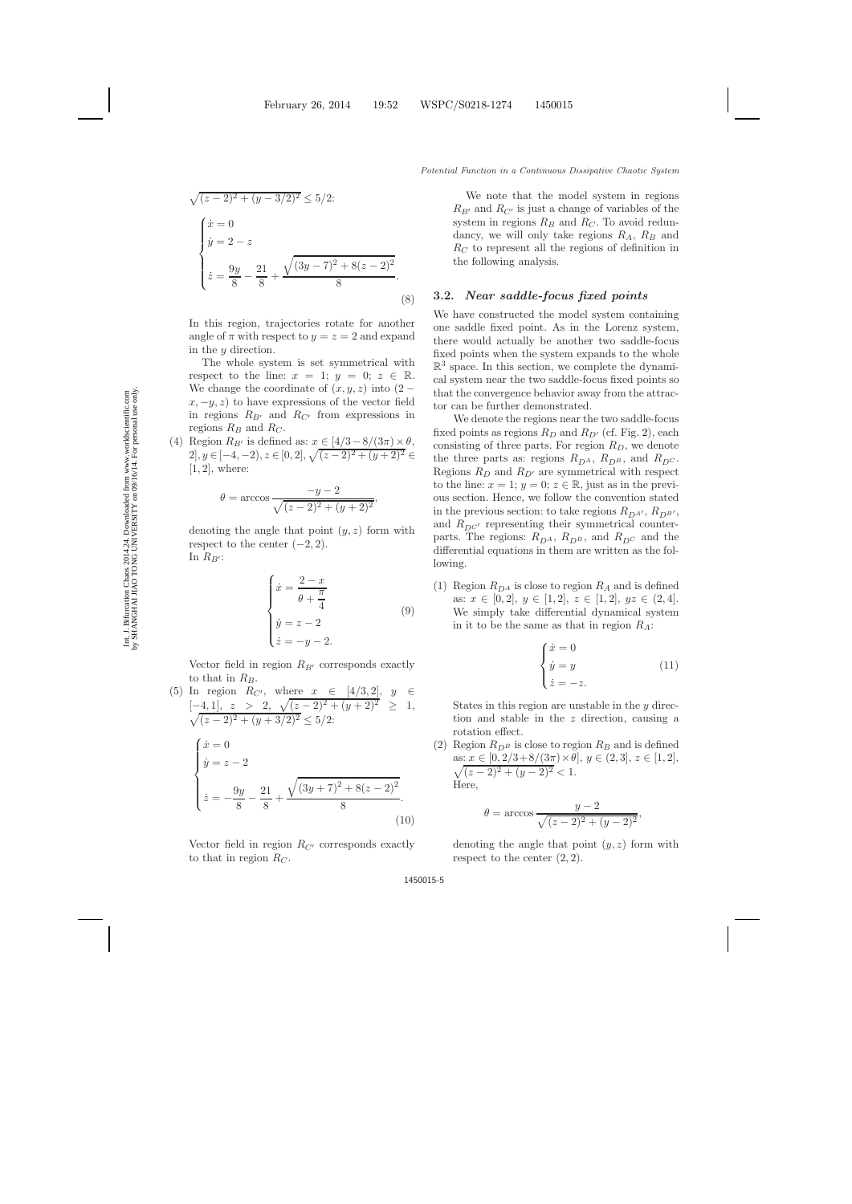$\sqrt{(z-2)^2+(y-3/2)^2} \leq 5/2$:

$$\begin{cases} \dot{x} = 0 \\ \dot{y} = 2 - z \\ \dot{z} = \dfrac{9y}{8} - \dfrac{21}{8} + \dfrac{\sqrt{(3y-7)^2 + 8(z-2)^2}}{8}. \end{cases} \tag{8}$$

In this region, trajectories rotate for another angle of $\pi$ with respect to $y = z = 2$ and expand in the $y$ direction.

The whole system is set symmetrical with respect to the line: $x = 1$; $y = 0$; $z \in \mathbb{R}$. We change the coordinate of $(x, y, z)$ into $(2 - x, -y, z)$ to have expressions of the vector field in regions $R_{B'}$ and $R_{C'}$ from expressions in regions $R_B$ and $R_C$.

(4) Region $R_{B'}$ is defined as: $x \in [4/3 - 8/(3\pi) \times \theta, 2]$, $y \in [-4, -2)$, $z \in [0, 2]$, $\sqrt{(z-2)^2 + (y+2)^2} \in [1, 2]$, where:

$$\theta = \arccos \frac{-y-2}{\sqrt{(z-2)^2 + (y+2)^2}},$$

denoting the angle that point $(y, z)$ form with respect to the center $(-2, 2)$.

In $R_{B'}$:

$$\begin{cases} \dot{x} = \dfrac{2-x}{\theta + \dfrac{\pi}{4}} \\ \dot{y} = z - 2 \\ \dot{z} = -y - 2. \end{cases} \tag{9}$$

Vector field in region $R_{B'}$ corresponds exactly to that in $R_B$.

(5) In region $R_{C'}$, where $x \in [4/3, 2]$, $y \in [-4, 1]$, $z > 2$, $\sqrt{(z-2)^2 + (y+2)^2} \geq 1$, $\sqrt{(z-2)^2 + (y+3/2)^2} \leq 5/2$:

$$\begin{cases} \dot{x} = 0 \\ \dot{y} = z - 2 \\ \dot{z} = -\dfrac{9y}{8} - \dfrac{21}{8} + \dfrac{\sqrt{(3y+7)^2 + 8(z-2)^2}}{8}. \end{cases} \tag{10}$$

Vector field in region $R_{C'}$ corresponds exactly to that in region $R_C$.

We note that the model system in regions $R_{B'}$ and $R_{C'}$ is just a change of variables of the system in regions $R_B$ and $R_C$. To avoid redundancy, we will only take regions $R_A$, $R_B$ and $R_C$ to represent all the regions of definition in the following analysis.

### 3.2. *Near saddle-focus fixed points*

We have constructed the model system containing one saddle fixed point. As in the Lorenz system, there would actually be another two saddle-focus fixed points when the system expands to the whole $\mathbb{R}^3$ space. In this section, we complete the dynamical system near the two saddle-focus fixed points so that the convergence behavior away from the attractor can be further demonstrated.

We denote the regions near the two saddle-focus fixed points as regions $R_D$ and $R_{D'}$ (cf. Fig. 2), each consisting of three parts. For region $R_D$, we denote the three parts as: regions $R_{D^A}$, $R_{D^B}$, and $R_{D^C}$. Regions $R_D$ and $R_{D'}$ are symmetrical with respect to the line: $x = 1$; $y = 0$; $z \in \mathbb{R}$, just as in the previous section. Hence, we follow the convention stated in the previous section: to take regions $R_{D^{A'}}$, $R_{D^{B'}}$, and $R_{D^{C'}}$ representing their symmetrical counterparts. The regions: $R_{D^A}$, $R_{D^B}$, and $R_{D^C}$ and the differential equations in them are written as the following.

(1) Region $R_{D^A}$ is close to region $R_A$ and is defined as: $x \in [0, 2]$, $y \in [1, 2]$, $z \in [1, 2]$, $yz \in (2, 4]$. We simply take differential dynamical system in it to be the same as that in region $R_A$:

$$\begin{cases} \dot{x} = 0 \\ \dot{y} = y \\ \dot{z} = -z. \end{cases} \tag{11}$$

States in this region are unstable in the $y$ direction and stable in the $z$ direction, causing a rotation effect.

(2) Region $R_{D^B}$ is close to region $R_B$ and is defined as: $x \in [0, 2/3 + 8/(3\pi) \times \theta]$, $y \in (2, 3]$, $z \in [1, 2]$, $\sqrt{(z-2)^2 + (y-2)^2} < 1$.

Here,

$$\theta = \arccos \frac{y-2}{\sqrt{(z-2)^2 + (y-2)^2}},$$

denoting the angle that point $(y, z)$ form with respect to the center $(2, 2)$.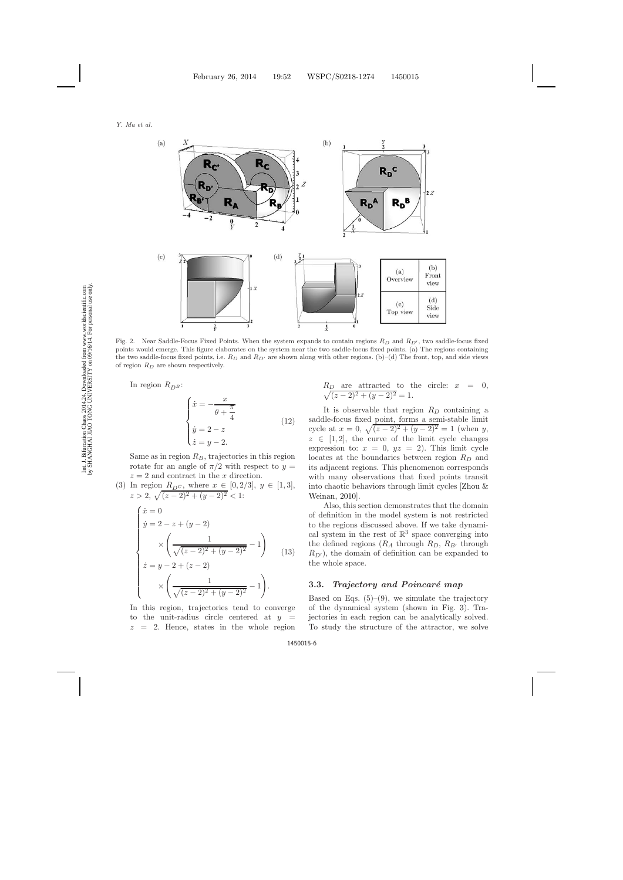Fig. 2. Near Saddle-Focus Fixed Points. When the system expands to contain regions $R_D$ and $R_{D'}$, two saddle-focus fixed points would emerge. This figure elaborates on the system near the two saddle-focus fixed points. (a) The regions containing the two saddle-focus fixed points, i.e. $R_D$ and $R_{D'}$ are shown along with other regions. (b)–(d) The front, top, and side views of region $R_D$ are shown respectively.

In region $R_{D^B}$:

$$\begin{cases} \dot{x} = -\dfrac{x}{\theta + \dfrac{\pi}{4}} \\ \dot{y} = 2 - z \\ \dot{z} = y - 2. \end{cases} \tag{12}$$

Same as in region $R_B$, trajectories in this region rotate for an angle of $\pi/2$ with respect to $y = z = 2$ and contract in the $x$ direction.

(3) In region $R_{D^C}$, where $x \in [0, 2/3]$, $y \in [1, 3]$, $z > 2$, $\sqrt{(z-2)^2 + (y-2)^2} < 1$:

$$\begin{cases} \dot{x} = 0 \\ \dot{y} = 2 - z + (y-2) \\ \qquad \times \left( \dfrac{1}{\sqrt{(z-2)^2 + (y-2)^2}} - 1 \right) \\ \dot{z} = y - 2 + (z-2) \\ \qquad \times \left( \dfrac{1}{\sqrt{(z-2)^2 + (y-2)^2}} - 1 \right). \end{cases} \tag{13}$$

In this region, trajectories tend to converge to the unit-radius circle centered at $y = z = 2$. Hence, states in the whole region $R_D$ are attracted to the circle: $x = 0$, $\sqrt{(z-2)^2 + (y-2)^2} = 1$.

It is observable that region $R_D$ containing a saddle-focus fixed point, forms a semi-stable limit cycle at $x = 0$, $\sqrt{(z-2)^2 + (y-2)^2} = 1$ (when $y$, $z \in [1, 2]$, the curve of the limit cycle changes expression to: $x = 0$, $yz = 2$). This limit cycle locates at the boundaries between region $R_D$ and its adjacent regions. This phenomenon corresponds with many observations that fixed points transit into chaotic behaviors through limit cycles [Zhou & Weinan, 2010].

Also, this section demonstrates that the domain of definition in the model system is not restricted to the regions discussed above. If we take dynamical system in the rest of $\mathbb{R}^3$ space converging into the defined regions ($R_A$ through $R_D$, $R_{B'}$ through $R_{D'}$), the domain of definition can be expanded to the whole space.

### 3.3. *Trajectory and Poincaré map*

Based on Eqs. (5)–(9), we simulate the trajectory of the dynamical system (shown in Fig. 3). Trajectories in each region can be analytically solved. To study the structure of the attractor, we solve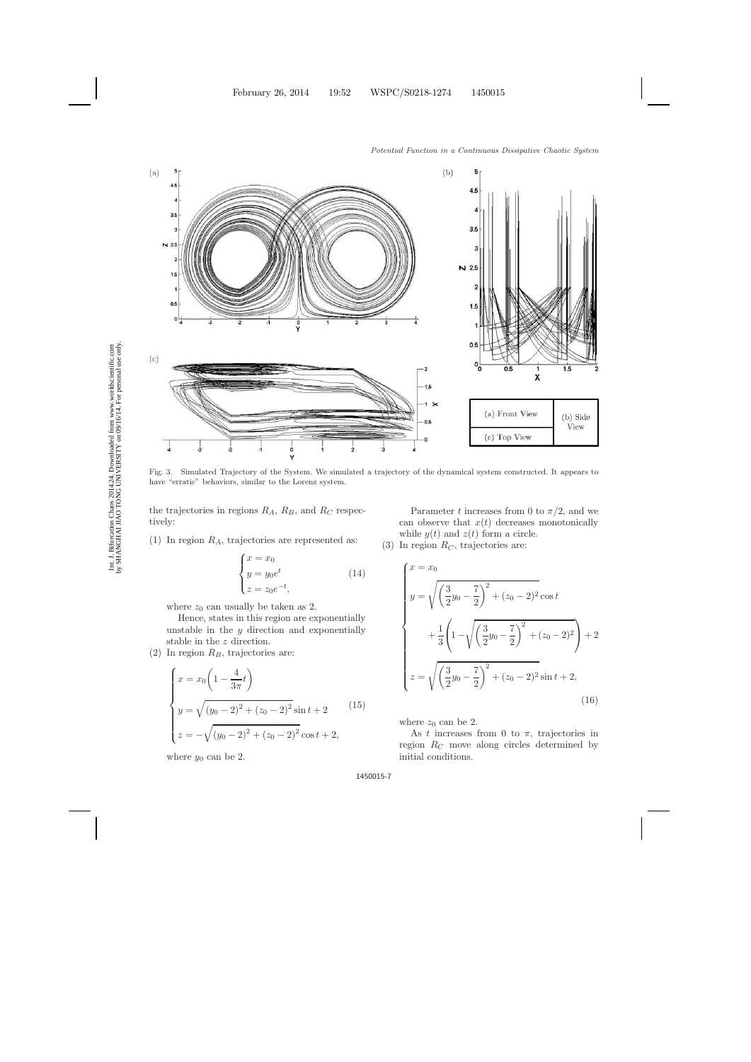Fig. 3. Simulated Trajectory of the System. We simulated a trajectory of the dynamical system constructed. It appears to have "erratic" behaviors, similar to the Lorenz system.

the trajectories in regions $R_A$, $R_B$, and $R_C$ respectively:

(1) In region $R_A$, trajectories are represented as:

$$\begin{cases} x = x_0 \\ y = y_0 e^t \\ z = z_0 e^{-t}, \end{cases} \tag{14}$$

where $z_0$ can usually be taken as 2.

Hence, states in this region are exponentially unstable in the $y$ direction and exponentially stable in the $z$ direction.

(2) In region $R_B$, trajectories are:

$$\begin{cases} x = x_0\left(1 - \dfrac{4}{3\pi}t\right) \\ y = \sqrt{(y_0-2)^2 + (z_0-2)^2}\sin t + 2 \\ z = -\sqrt{(y_0-2)^2 + (z_0-2)^2}\cos t + 2, \end{cases} \tag{15}$$

where $y_0$ can be 2.

Parameter $t$ increases from 0 to $\pi/2$, and we can observe that $x(t)$ decreases monotonically while $y(t)$ and $z(t)$ form a circle.

(3) In region $R_C$, trajectories are:

$$\begin{cases} x = x_0 \\ y = \sqrt{\left(\dfrac{3}{2}y_0 - \dfrac{7}{2}\right)^2 + (z_0-2)^2}\cos t \\ \qquad + \dfrac{1}{3}\left(1 - \sqrt{\left(\dfrac{3}{2}y_0 - \dfrac{7}{2}\right)^2 + (z_0-2)^2}\right) + 2 \\ z = \sqrt{\left(\dfrac{3}{2}y_0 - \dfrac{7}{2}\right)^2 + (z_0-2)^2}\sin t + 2, \end{cases} \tag{16}$$

where $z_0$ can be 2.

As $t$ increases from 0 to $\pi$, trajectories in region $R_C$ move along circles determined by initial conditions.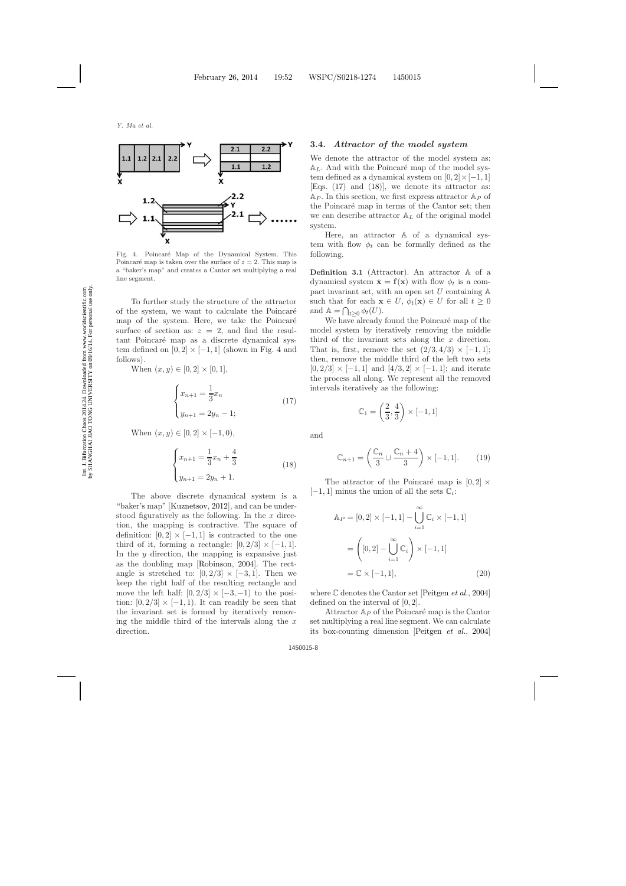Fig. 4. Poincaré Map of the Dynamical System. This Poincaré map is taken over the surface of $z = 2$. This map is a "baker's map" and creates a Cantor set multiplying a real line segment.

To further study the structure of the attractor of the system, we want to calculate the Poincaré map of the system. Here, we take the Poincaré surface of section as: $z = 2$, and find the resultant Poincaré map as a discrete dynamical system defined on $[0, 2] \times [-1, 1]$ (shown in Fig. 4 and follows).

When $(x, y) \in [0, 2] \times [0, 1]$,

$$\begin{cases} x_{n+1} = \dfrac{1}{3} x_n \\ y_{n+1} = 2y_n - 1; \end{cases} \tag{17}$$

When $(x, y) \in [0, 2] \times [-1, 0)$,

$$\begin{cases} x_{n+1} = \dfrac{1}{3} x_n + \dfrac{4}{3} \\ y_{n+1} = 2y_n + 1. \end{cases} \tag{18}$$

The above discrete dynamical system is a "baker's map" [Kuznetsov, 2012], and can be understood figuratively as the following. In the $x$ direction, the mapping is contractive. The square of definition: $[0, 2] \times [-1, 1]$ is contracted to the one third of it, forming a rectangle: $[0, 2/3] \times [-1, 1]$. In the $y$ direction, the mapping is expansive just as the doubling map [Robinson, 2004]. The rectangle is stretched to: $[0, 2/3] \times [-3, 1]$. Then we keep the right half of the resulting rectangle and move the left half: $[0, 2/3] \times [-3, -1)$ to the position: $[0, 2/3] \times [-1, 1)$. It can readily be seen that the invariant set is formed by iteratively removing the middle third of the intervals along the $x$ direction.

### 3.4. *Attractor of the model system*

We denote the attractor of the model system as: $\mathbb{A}_L$. And with the Poincaré map of the model system defined as a dynamical system on $[0, 2] \times [-1, 1]$ [Eqs. (17) and (18)], we denote its attractor as: $\mathbb{A}_P$. In this section, we first express attractor $\mathbb{A}_P$ of the Poincaré map in terms of the Cantor set; then we can describe attractor $\mathbb{A}_L$ of the original model system.

Here, an attractor $\mathbb{A}$ of a dynamical system with flow $\phi_t$ can be formally defined as the following.

**Definition 3.1** (Attractor). An attractor $\mathbb{A}$ of a dynamical system $\dot{\mathbf{x}} = \mathbf{f}(\mathbf{x})$ with flow $\phi_t$ is a compact invariant set, with an open set $U$ containing $\mathbb{A}$ such that for each $\mathbf{x} \in U$, $\phi_t(\mathbf{x}) \in U$ for all $t \geq 0$ and $\mathbb{A} = \bigcap_{t \geq 0} \phi_t(U)$.

We have already found the Poincaré map of the model system by iteratively removing the middle third of the invariant sets along the $x$ direction. That is, first, remove the set $(2/3, 4/3) \times [-1, 1]$; then, remove the middle third of the left two sets $[0, 2/3] \times [-1, 1]$ and $[4/3, 2] \times [-1, 1]$; and iterate the process all along. We represent all the removed intervals iteratively as the following:

$$\mathbb{C}_1 = \left( \frac{2}{3}, \frac{4}{3} \right) \times [-1, 1]$$

and

$$\mathbb{C}_{n+1} = \left( \frac{\mathbb{C}_n}{3} \cup \frac{\mathbb{C}_n + 4}{3} \right) \times [-1, 1]. \tag{19}$$

The attractor of the Poincaré map is $[0, 2] \times [-1, 1]$ minus the union of all the sets $\mathbb{C}_i$:

$$\begin{aligned} \mathbb{A}_P &= [0, 2] \times [-1, 1] - \bigcup_{i=1}^{\infty} \mathbb{C}_i \times [-1, 1] \\ &= \left( [0, 2] - \bigcup_{i=1}^{\infty} \mathbb{C}_i \right) \times [-1, 1] \\ &= \mathbb{C} \times [-1, 1], \end{aligned} \tag{20}$$

where $\mathbb{C}$ denotes the Cantor set [Peitgen *et al.*, 2004] defined on the interval of $[0, 2]$.

Attractor $\mathbb{A}_P$ of the Poincaré map is the Cantor set multiplying a real line segment. We can calculate its box-counting dimension [Peitgen *et al.*, 2004]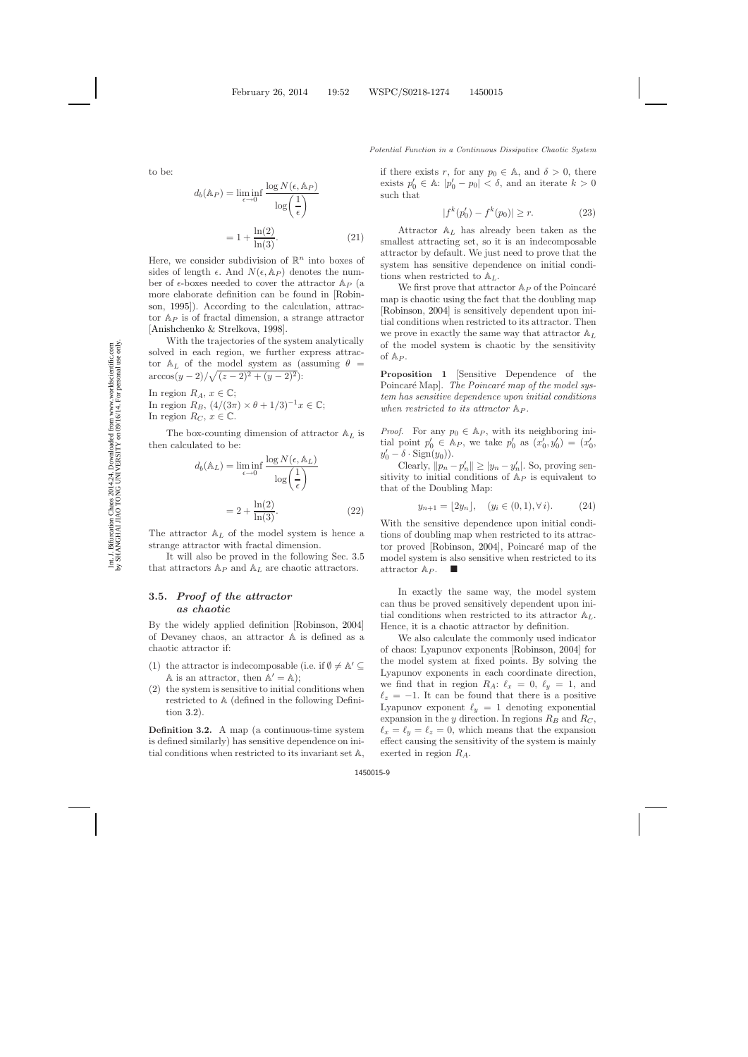to be:

$$d_b(\mathbb{A}_P) = \liminf_{\epsilon \to 0} \frac{\log N(\epsilon, \mathbb{A}_P)}{\log\left(\dfrac{1}{\epsilon}\right)}$$

$$= 1 + \frac{\ln(2)}{\ln(3)}. \tag{21}$$

Here, we consider subdivision of $\mathbb{R}^n$ into boxes of sides of length $\epsilon$. And $N(\epsilon, \mathbb{A}_P)$ denotes the number of $\epsilon$-boxes needed to cover the attractor $\mathbb{A}_P$ (a more elaborate definition can be found in [Robinson, 1995]). According to the calculation, attractor $\mathbb{A}_P$ is of fractal dimension, a strange attractor [Anishchenko & Strelkova, 1998].

With the trajectories of the system analytically solved in each region, we further express attractor $\mathbb{A}_L$ of the model system as (assuming $\theta = \arccos(y-2)/\sqrt{(z-2)^2 + (y-2)^2}$):

In region $R_A$, $x \in \mathbb{C}$;
In region $R_B$, $(4/(3\pi) \times \theta + 1/3)^{-1} x \in \mathbb{C}$;
In region $R_C$, $x \in \mathbb{C}$.

The box-counting dimension of attractor $\mathbb{A}_L$ is then calculated to be:

$$d_b(\mathbb{A}_L) = \liminf_{\epsilon \to 0} \frac{\log N(\epsilon, \mathbb{A}_L)}{\log\left(\dfrac{1}{\epsilon}\right)}$$

$$= 2 + \frac{\ln(2)}{\ln(3)}. \tag{22}$$

The attractor $\mathbb{A}_L$ of the model system is hence a strange attractor with fractal dimension.

It will also be proved in the following Sec. 3.5 that attractors $\mathbb{A}_P$ and $\mathbb{A}_L$ are chaotic attractors.

### 3.5. *Proof of the attractor as chaotic*

By the widely applied definition [Robinson, 2004] of Devaney chaos, an attractor $\mathbb{A}$ is defined as a chaotic attractor if:

(1) the attractor is indecomposable (i.e. if $\emptyset \neq \mathbb{A}' \subseteq \mathbb{A}$ is an attractor, then $\mathbb{A}' = \mathbb{A}$);
(2) the system is sensitive to initial conditions when restricted to $\mathbb{A}$ (defined in the following Definition 3.2).

**Definition 3.2.** A map (a continuous-time system is defined similarly) has sensitive dependence on initial conditions when restricted to its invariant set $\mathbb{A}$, if there exists $r$, for any $p_0 \in \mathbb{A}$, and $\delta > 0$, there exists $p_0' \in \mathbb{A}$: $|p_0' - p_0| < \delta$, and an iterate $k > 0$ such that

$$|f^k(p_0') - f^k(p_0)| \geq r. \tag{23}$$

Attractor $\mathbb{A}_L$ has already been taken as the smallest attracting set, so it is an indecomposable attractor by default. We just need to prove that the system has sensitive dependence on initial conditions when restricted to $\mathbb{A}_L$.

We first prove that attractor $\mathbb{A}_P$ of the Poincaré map is chaotic using the fact that the doubling map [Robinson, 2004] is sensitively dependent upon initial conditions when restricted to its attractor. Then we prove in exactly the same way that attractor $\mathbb{A}_L$ of the model system is chaotic by the sensitivity of $\mathbb{A}_P$.

**Proposition 1** [Sensitive Dependence of the Poincaré Map]. *The Poincaré map of the model system has sensitive dependence upon initial conditions when restricted to its attractor* $\mathbb{A}_P$.

*Proof.* For any $p_0 \in \mathbb{A}_P$, with its neighboring initial point $p_0' \in \mathbb{A}_P$, we take $p_0'$ as $(x_0', y_0') = (x_0', y_0' - \delta \cdot \mathrm{Sign}(y_0))$.

Clearly, $\|p_n - p_n'\| \geq |y_n - y_n'|$. So, proving sensitivity to initial conditions of $\mathbb{A}_P$ is equivalent to that of the Doubling Map:

$$y_{n+1} = \lfloor 2y_n \rfloor, \quad (y_i \in (0,1), \forall\, i). \tag{24}$$

With the sensitive dependence upon initial conditions of doubling map when restricted to its attractor proved [Robinson, 2004], Poincaré map of the model system is also sensitive when restricted to its attractor $\mathbb{A}_P$. ■

In exactly the same way, the model system can thus be proved sensitively dependent upon initial conditions when restricted to its attractor $\mathbb{A}_L$. Hence, it is a chaotic attractor by definition.

We also calculate the commonly used indicator of chaos: Lyapunov exponents [Robinson, 2004] for the model system at fixed points. By solving the Lyapunov exponents in each coordinate direction, we find that in region $R_A$: $\ell_x = 0$, $\ell_y = 1$, and $\ell_z = -1$. It can be found that there is a positive Lyapunov exponent $\ell_y = 1$ denoting exponential expansion in the $y$ direction. In regions $R_B$ and $R_C$, $\ell_x = \ell_y = \ell_z = 0$, which means that the expansion effect causing the sensitivity of the system is mainly exerted in region $R_A$.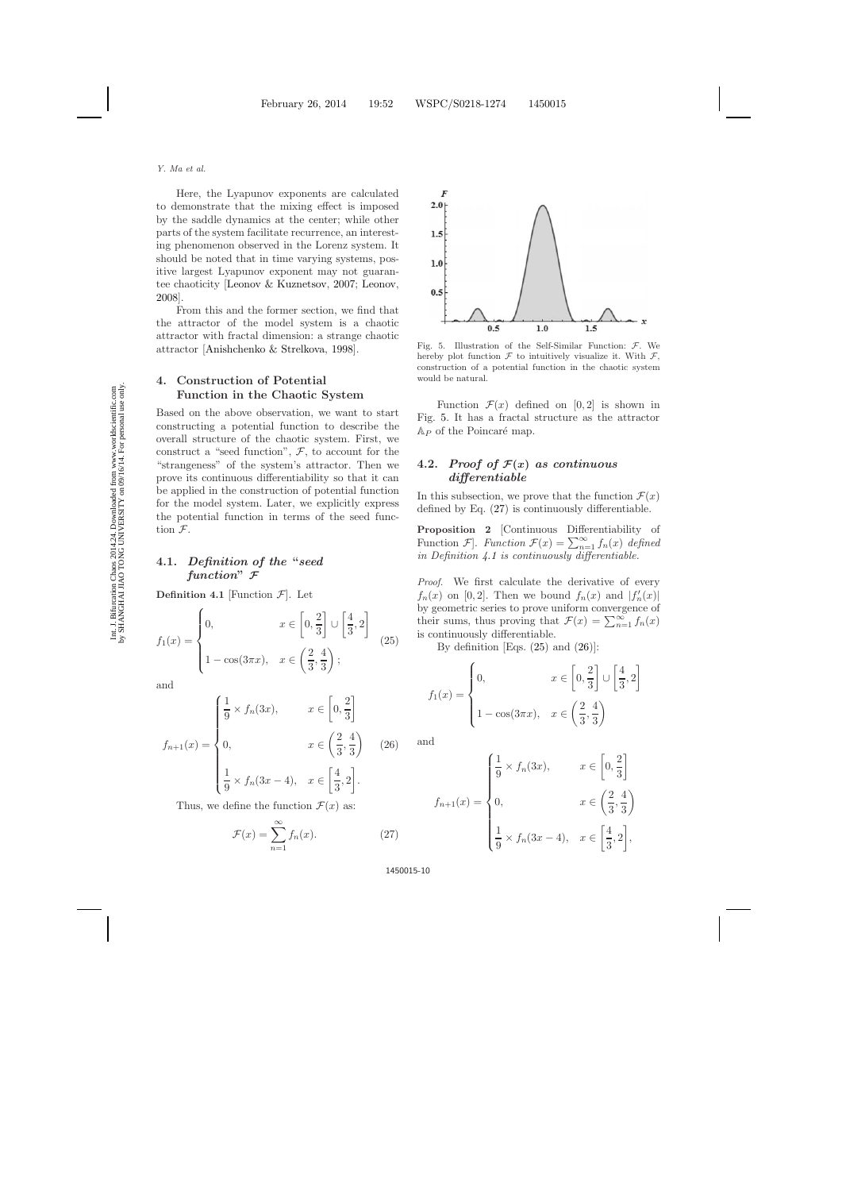Here, the Lyapunov exponents are calculated to demonstrate that the mixing effect is imposed by the saddle dynamics at the center; while other parts of the system facilitate recurrence, an interesting phenomenon observed in the Lorenz system. It should be noted that in time varying systems, positive largest Lyapunov exponent may not guarantee chaoticity [Leonov & Kuznetsov, 2007; Leonov, 2008].

From this and the former section, we find that the attractor of the model system is a chaotic attractor with fractal dimension: a strange chaotic attractor [Anishchenko & Strelkova, 1998].

## 4. Construction of Potential Function in the Chaotic System

Based on the above observation, we want to start constructing a potential function to describe the overall structure of the chaotic system. First, we construct a "seed function", $\mathcal{F}$, to account for the "strangeness" of the system's attractor. Then we prove its continuous differentiability so that it can be applied in the construction of potential function for the model system. Later, we explicitly express the potential function in terms of the seed function $\mathcal{F}$.

### 4.1. *Definition of the "seed function" $\mathcal{F}$*

**Definition 4.1** [Function $\mathcal{F}$]. Let

$$f_1(x) = \begin{cases} 0, & x \in \left[0, \dfrac{2}{3}\right] \cup \left[\dfrac{4}{3}, 2\right] \\ 1 - \cos(3\pi x), & x \in \left(\dfrac{2}{3}, \dfrac{4}{3}\right); \end{cases} \tag{25}$$

and

$$f_{n+1}(x) = \begin{cases} \dfrac{1}{9} \times f_n(3x), & x \in \left[0, \dfrac{2}{3}\right] \\ 0, & x \in \left(\dfrac{2}{3}, \dfrac{4}{3}\right) \\ \dfrac{1}{9} \times f_n(3x-4), & x \in \left[\dfrac{4}{3}, 2\right]. \end{cases} \tag{26}$$

Thus, we define the function $\mathcal{F}(x)$ as:

$$\mathcal{F}(x) = \sum_{n=1}^{\infty} f_n(x). \tag{27}$$

Fig. 5. Illustration of the Self-Similar Function: $\mathcal{F}$. We hereby plot function $\mathcal{F}$ to intuitively visualize it. With $\mathcal{F}$, construction of a potential function in the chaotic system would be natural.

Function $\mathcal{F}(x)$ defined on $[0, 2]$ is shown in Fig. 5. It has a fractal structure as the attractor $\mathbb{A}_P$ of the Poincaré map.

### 4.2. *Proof of $\mathcal{F}(x)$ as continuous differentiable*

In this subsection, we prove that the function $\mathcal{F}(x)$ defined by Eq. (27) is continuously differentiable.

**Proposition 2** [Continuous Differentiability of Function $\mathcal{F}$]. *Function $\mathcal{F}(x) = \sum_{n=1}^{\infty} f_n(x)$ defined in Definition 4.1 is continuously differentiable.*

*Proof.* We first calculate the derivative of every $f_n(x)$ on $[0, 2]$. Then we bound $f_n(x)$ and $|f_n'(x)|$ by geometric series to prove uniform convergence of their sums, thus proving that $\mathcal{F}(x) = \sum_{n=1}^{\infty} f_n(x)$ is continuously differentiable.

By definition [Eqs. (25) and (26)]:

$$f_1(x) = \begin{cases} 0, & x \in \left[0, \dfrac{2}{3}\right] \cup \left[\dfrac{4}{3}, 2\right] \\ 1 - \cos(3\pi x), & x \in \left(\dfrac{2}{3}, \dfrac{4}{3}\right) \end{cases}$$

and

$$f_{n+1}(x) = \begin{cases} \dfrac{1}{9} \times f_n(3x), & x \in \left[0, \dfrac{2}{3}\right] \\ 0, & x \in \left(\dfrac{2}{3}, \dfrac{4}{3}\right) \\ \dfrac{1}{9} \times f_n(3x-4), & x \in \left[\dfrac{4}{3}, 2\right], \end{cases}$$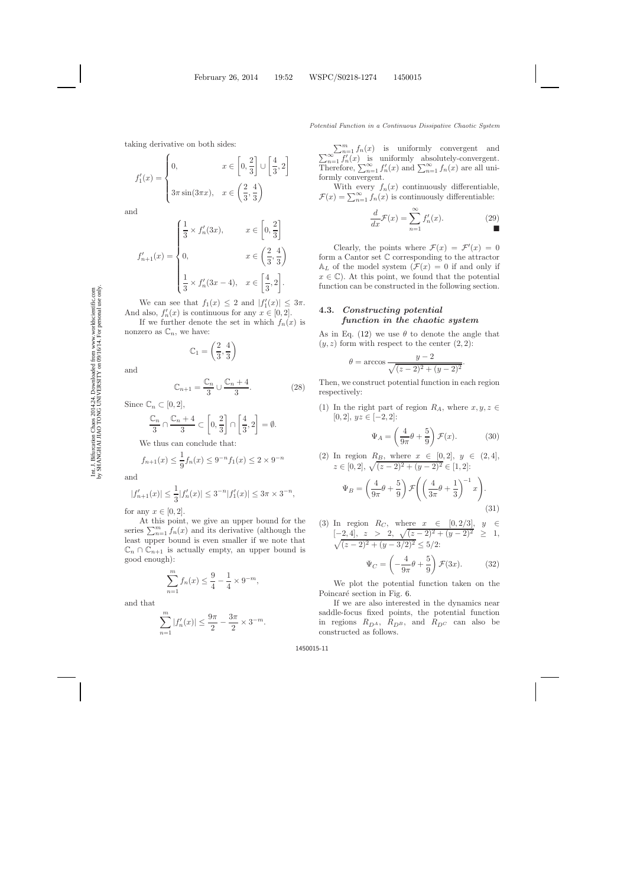taking derivative on both sides:

$$f_1'(x) = \begin{cases} 0, & x \in \left[0, \dfrac{2}{3}\right] \cup \left[\dfrac{4}{3}, 2\right] \\ 3\pi \sin(3\pi x), & x \in \left(\dfrac{2}{3}, \dfrac{4}{3}\right) \end{cases}$$

and

$$f_{n+1}'(x) = \begin{cases} \dfrac{1}{3} \times f_n'(3x), & x \in \left[0, \dfrac{2}{3}\right] \\ 0, & x \in \left(\dfrac{2}{3}, \dfrac{4}{3}\right) \\ \dfrac{1}{3} \times f_n'(3x - 4), & x \in \left[\dfrac{4}{3}, 2\right]. \end{cases}$$

We can see that $f_1(x) \leq 2$ and $|f_1'(x)| \leq 3\pi$. And also, $f_n'(x)$ is continuous for any $x \in [0, 2]$.

If we further denote the set in which $f_n(x)$ is nonzero as $\mathbb{C}_n$, we have:

$$\mathbb{C}_1 = \left(\frac{2}{3}, \frac{4}{3}\right)$$

and

$$\mathbb{C}_{n+1} = \frac{\mathbb{C}_n}{3} \cup \frac{\mathbb{C}_n + 4}{3}. \tag{28}$$

Since $\mathbb{C}_n \subset [0, 2]$,

$$\frac{\mathbb{C}_n}{3} \cap \frac{\mathbb{C}_n + 4}{3} \subset \left[0, \frac{2}{3}\right] \cap \left[\frac{4}{3}, 2\right] = \emptyset.$$

We thus can conclude that:

$$f_{n+1}(x) \leq \frac{1}{9} f_n(x) \leq 9^{-n} f_1(x) \leq 2 \times 9^{-n}$$

and

$$|f_{n+1}'(x)| \leq \frac{1}{3}|f_n'(x)| \leq 3^{-n}|f_1'(x)| \leq 3\pi \times 3^{-n},$$

for any $x \in [0, 2]$.

At this point, we give an upper bound for the series $\sum_{n=1}^{m} f_n(x)$ and its derivative (although the least upper bound is even smaller if we note that $\mathbb{C}_n \cap \mathbb{C}_{n+1}$ is actually empty, an upper bound is good enough):

$$\sum_{n=1}^{m} f_n(x) \leq \frac{9}{4} - \frac{1}{4} \times 9^{-m},$$

and that

$$\sum_{n=1}^{m} |f_n'(x)| \leq \frac{9\pi}{2} - \frac{3\pi}{2} \times 3^{-m}.$$

$\sum_{n=1}^{m} f_n(x)$ is uniformly convergent and $\sum_{n=1}^{\infty} f_n'(x)$ is uniformly absolutely-convergent. Therefore, $\sum_{n=1}^{\infty} f_n'(x)$ and $\sum_{n=1}^{\infty} f_n(x)$ are all uniformly convergent.

With every $f_n(x)$ continuously differentiable, $\mathcal{F}(x) = \sum_{n=1}^{\infty} f_n(x)$ is continuously differentiable:

$$\frac{d}{dx}\mathcal{F}(x) = \sum_{n=1}^{\infty} f_n'(x). \tag{29}$$

■

Clearly, the points where $\mathcal{F}(x) = \mathcal{F}'(x) = 0$ form a Cantor set $\mathbb{C}$ corresponding to the attractor $\mathbb{A}_L$ of the model system ($\mathcal{F}(x) = 0$ if and only if $x \in \mathbb{C}$). At this point, we found that the potential function can be constructed in the following section.

### 4.3. *Constructing potential function in the chaotic system*

As in Eq. (12) we use $\theta$ to denote the angle that $(y, z)$ form with respect to the center $(2, 2)$:

$$\theta = \arccos \frac{y - 2}{\sqrt{(z-2)^2 + (y-2)^2}}.$$

Then, we construct potential function in each region respectively:

(1) In the right part of region $R_A$, where $x, y, z \in [0, 2]$, $yz \in [-2, 2]$:

$$\Psi_A = \left(\frac{4}{9\pi}\theta + \frac{5}{9}\right)\mathcal{F}(x). \tag{30}$$

(2) In region $R_B$, where $x \in [0, 2]$, $y \in (2, 4]$, $z \in [0, 2]$, $\sqrt{(z-2)^2 + (y-2)^2} \in [1, 2]$:

$$\Psi_B = \left(\frac{4}{9\pi}\theta + \frac{5}{9}\right)\mathcal{F}\left(\left(\frac{4}{3\pi}\theta + \frac{1}{3}\right)^{-1} x\right). \tag{31}$$

(3) In region $R_C$, where $x \in [0, 2/3]$, $y \in [-2, 4]$, $z > 2$, $\sqrt{(z-2)^2 + (y-2)^2} \geq 1$, $\sqrt{(z-2)^2 + (y-3/2)^2} \leq 5/2$:

$$\Psi_C = \left(-\frac{4}{9\pi}\theta + \frac{5}{9}\right)\mathcal{F}(3x). \tag{32}$$

We plot the potential function taken on the Poincaré section in Fig. 6.

If we are also interested in the dynamics near saddle-focus fixed points, the potential function in regions $R_{D^A}$, $R_{D^B}$, and $R_{D^C}$ can also be constructed as follows.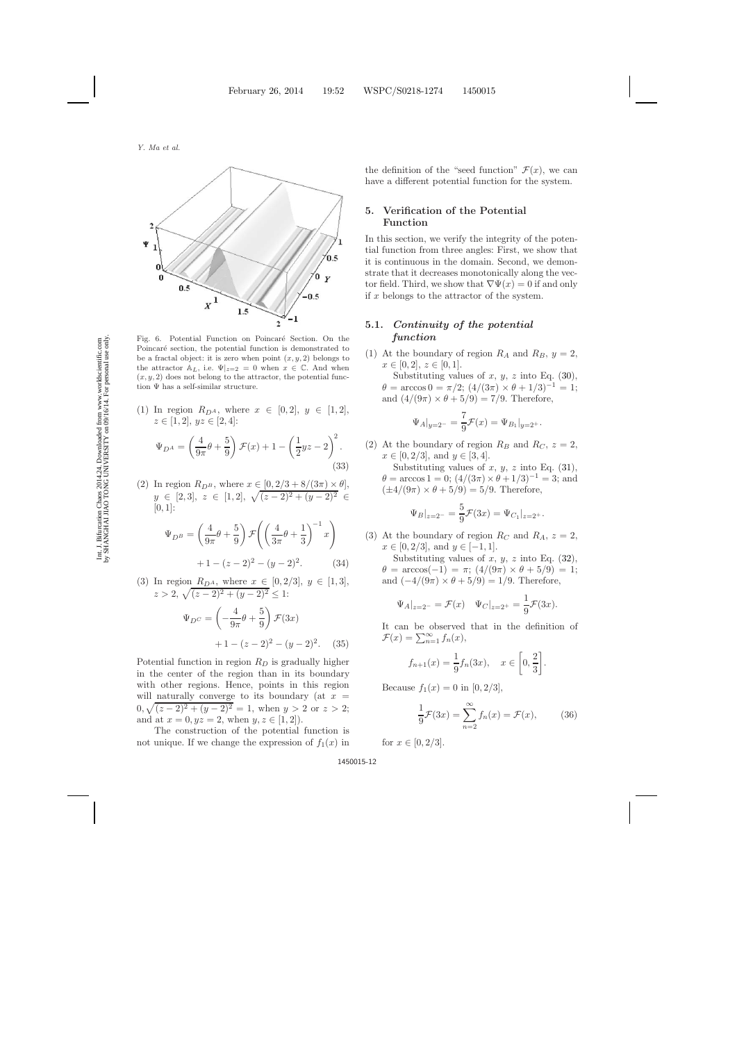Fig. 6. Potential Function on Poincaré Section. On the Poincaré section, the potential function is demonstrated to be a fractal object: it is zero when point $(x, y, 2)$ belongs to the attractor $\mathbb{A}_L$, i.e. $\Psi|_{z=2} = 0$ when $x \in \mathbb{C}$. And when $(x, y, 2)$ does not belong to the attractor, the potential function $\Psi$ has a self-similar structure.

(1) In region $R_{D^A}$, where $x \in [0, 2]$, $y \in [1, 2]$, $z \in [1, 2]$, $yz \in [2, 4]$:

$$\Psi_{D^A} = \left(\frac{4}{9\pi}\theta + \frac{5}{9}\right)\mathcal{F}(x) + 1 - \left(\frac{1}{2}yz - 2\right)^2. \tag{33}$$

(2) In region $R_{D^B}$, where $x \in [0, 2/3 + 8/(3\pi) \times \theta]$, $y \in [2, 3]$, $z \in [1, 2]$, $\sqrt{(z-2)^2 + (y-2)^2} \in [0, 1]$:

$$\Psi_{D^B} = \left(\frac{4}{9\pi}\theta + \frac{5}{9}\right)\mathcal{F}\left(\left(\frac{4}{3\pi}\theta + \frac{1}{3}\right)^{-1} x\right) + 1 - (z-2)^2 - (y-2)^2. \tag{34}$$

(3) In region $R_{D^A}$, where $x \in [0, 2/3]$, $y \in [1, 3]$, $z > 2$, $\sqrt{(z-2)^2 + (y-2)^2} \leq 1$:

$$\Psi_{D^C} = \left(-\frac{4}{9\pi}\theta + \frac{5}{9}\right)\mathcal{F}(3x) + 1 - (z-2)^2 - (y-2)^2. \tag{35}$$

Potential function in region $R_D$ is gradually higher in the center of the region than in its boundary with other regions. Hence, points in this region will naturally converge to its boundary (at $x = 0, \sqrt{(z-2)^2 + (y-2)^2} = 1$, when $y > 2$ or $z > 2$; and at $x = 0, yz = 2$, when $y, z \in [1, 2]$).

The construction of the potential function is not unique. If we change the expression of $f_1(x)$ in the definition of the "seed function" $\mathcal{F}(x)$, we can have a different potential function for the system.

## 5. Verification of the Potential Function

In this section, we verify the integrity of the potential function from three angles: First, we show that it is continuous in the domain. Second, we demonstrate that it decreases monotonically along the vector field. Third, we show that $\nabla\Psi(x) = 0$ if and only if $x$ belongs to the attractor of the system.

### 5.1. *Continuity of the potential function*

(1) At the boundary of region $R_A$ and $R_B$, $y = 2$, $x \in [0, 2]$, $z \in [0, 1]$.

Substituting values of $x$, $y$, $z$ into Eq. (30), $\theta = \arccos 0 = \pi/2$; $(4/(3\pi) \times \theta + 1/3)^{-1} = 1$; and $(4/(9\pi) \times \theta + 5/9) = 7/9$. Therefore,

$$\Psi_A|_{y=2^-} = \frac{7}{9}\mathcal{F}(x) = \Psi_{B_1}|_{y=2^+}.$$

(2) At the boundary of region $R_B$ and $R_C$, $z = 2$, $x \in [0, 2/3]$, and $y \in [3, 4]$.

Substituting values of $x$, $y$, $z$ into Eq. (31), $\theta = \arccos 1 = 0$; $(4/(3\pi) \times \theta + 1/3)^{-1} = 3$; and $(\pm 4/(9\pi) \times \theta + 5/9) = 5/9$. Therefore,

$$\Psi_B|_{z=2^-} = \frac{5}{9}\mathcal{F}(3x) = \Psi_{C_1}|_{z=2^+}.$$

(3) At the boundary of region $R_C$ and $R_A$, $z = 2$, $x \in [0, 2/3]$, and $y \in [-1, 1]$.

Substituting values of $x$, $y$, $z$ into Eq. (32), $\theta = \arccos(-1) = \pi$; $(4/(9\pi) \times \theta + 5/9) = 1$; and $(-4/(9\pi) \times \theta + 5/9) = 1/9$. Therefore,

$$\Psi_A|_{z=2^-} = \mathcal{F}(x) \quad \Psi_C|_{z=2^+} = \frac{1}{9}\mathcal{F}(3x).$$

It can be observed that in the definition of $\mathcal{F}(x) = \sum_{n=1}^{\infty} f_n(x)$,

$$f_{n+1}(x) = \frac{1}{9}f_n(3x), \quad x \in \left[0, \frac{2}{3}\right].$$

Because $f_1(x) = 0$ in $[0, 2/3]$,

$$\frac{1}{9}\mathcal{F}(3x) = \sum_{n=2}^{\infty} f_n(x) = \mathcal{F}(x), \tag{36}$$

for $x \in [0, 2/3]$.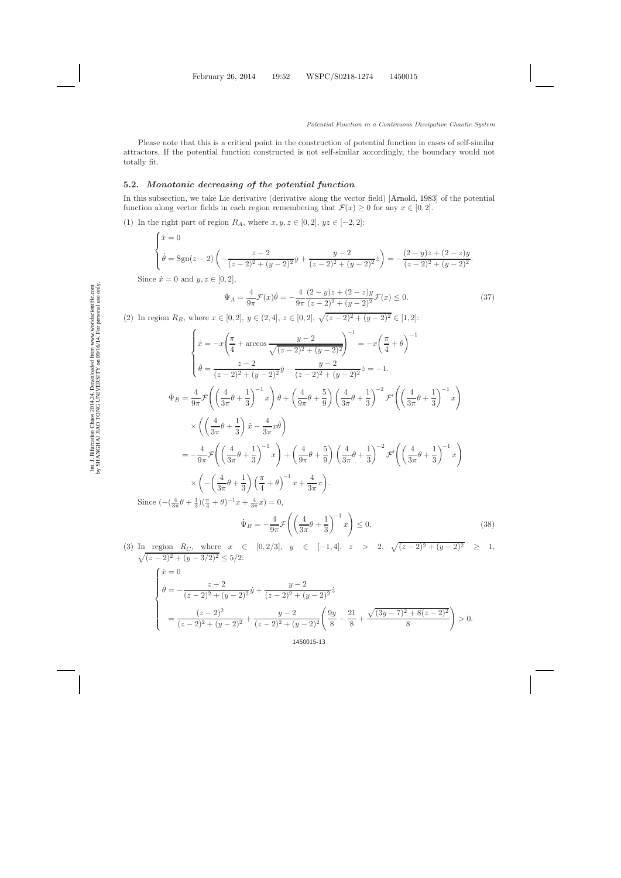Please note that this is a critical point in the construction of potential function in cases of self-similar attractors. If the potential function constructed is not self-similar accordingly, the boundary would not totally fit.

### 5.2. *Monotonic decreasing of the potential function*

In this subsection, we take Lie derivative (derivative along the vector field) [Arnold, 1983] of the potential function along vector fields in each region remembering that $\mathcal{F}(x) \geq 0$ for any $x \in [0, 2]$.

(1) In the right part of region $R_A$, where $x, y, z \in [0, 2]$, $yz \in [-2, 2]$:

$$\begin{cases} \dot{x} = 0 \\ \dot{\theta} = \mathrm{Sgn}(z-2)\left(-\dfrac{z-2}{(z-2)^2+(y-2)^2}\dot{y} + \dfrac{y-2}{(z-2)^2+(y-2)^2}\dot{z}\right) = -\dfrac{(2-y)z+(2-z)y}{(z-2)^2+(y-2)^2}. \end{cases}$$

Since $\dot{x} = 0$ and $y, z \in [0, 2]$,

$$\dot{\Psi}_A = \frac{4}{9\pi}\mathcal{F}(x)\dot{\theta} = -\frac{4}{9\pi}\frac{(2-y)z+(2-z)y}{(z-2)^2+(y-2)^2}\mathcal{F}(x) \leq 0. \tag{37}$$

(2) In region $R_B$, where $x \in [0, 2]$, $y \in (2, 4]$, $z \in [0, 2]$, $\sqrt{(z-2)^2+(y-2)^2} \in [1, 2]$:

$$\begin{cases} \dot{x} = -x\left(\dfrac{\pi}{4} + \arccos\dfrac{y-2}{\sqrt{(z-2)^2+(y-2)^2}}\right)^{-1} = -x\left(\dfrac{\pi}{4}+\theta\right)^{-1} \\ \dot{\theta} = \dfrac{z-2}{(z-2)^2+(y-2)^2}\dot{y} - \dfrac{y-2}{(z-2)^2+(y-2)^2}\dot{z} = -1. \end{cases}$$

$$\begin{aligned} \dot{\Psi}_B &= \frac{4}{9\pi}\mathcal{F}\left(\left(\frac{4}{3\pi}\theta+\frac{1}{3}\right)^{-1}x\right)\dot{\theta} + \left(\frac{4}{9\pi}\theta+\frac{5}{9}\right)\left(\frac{4}{3\pi}\theta+\frac{1}{3}\right)^{-2}\mathcal{F}'\left(\left(\frac{4}{3\pi}\theta+\frac{1}{3}\right)^{-1}x\right) \\ &\quad\times\left(\left(\frac{4}{3\pi}\theta+\frac{1}{3}\right)\dot{x} - \frac{4}{3\pi}x\dot{\theta}\right) \\ &= -\frac{4}{9\pi}\mathcal{F}\left(\left(\frac{4}{3\pi}\theta+\frac{1}{3}\right)^{-1}x\right) + \left(\frac{4}{9\pi}\theta+\frac{5}{9}\right)\left(\frac{4}{3\pi}\theta+\frac{1}{3}\right)^{-2}\mathcal{F}'\left(\left(\frac{4}{3\pi}\theta+\frac{1}{3}\right)^{-1}x\right) \\ &\quad\times\left(-\left(\frac{4}{3\pi}\theta+\frac{1}{3}\right)\left(\frac{\pi}{4}+\theta\right)^{-1}x + \frac{4}{3\pi}x\right). \end{aligned}$$

Since $(-(\frac{4}{3\pi}\theta+\frac{1}{3})(\frac{\pi}{4}+\theta)^{-1}x + \frac{4}{3\pi}x) = 0$,

$$\dot{\Psi}_B = -\frac{4}{9\pi}\mathcal{F}\left(\left(\frac{4}{3\pi}\theta+\frac{1}{3}\right)^{-1}x\right) \leq 0. \tag{38}$$

(3) In region $R_C$, where $x \in [0, 2/3]$, $y \in [-1, 4]$, $z > 2$, $\sqrt{(z-2)^2+(y-2)^2} \geq 1$, $\sqrt{(z-2)^2+(y-3/2)^2} \leq 5/2$:

$$\begin{cases} \dot{x} = 0 \\ \dot{\theta} = -\dfrac{z-2}{(z-2)^2+(y-2)^2}\dot{y} + \dfrac{y-2}{(z-2)^2+(y-2)^2}\dot{z} \\ \quad = \dfrac{(z-2)^2}{(z-2)^2+(y-2)^2} + \dfrac{y-2}{(z-2)^2+(y-2)^2}\left(\dfrac{9y}{8} - \dfrac{21}{8} + \dfrac{\sqrt{(3y-7)^2+8(z-2)^2}}{8}\right) > 0. \end{cases}$$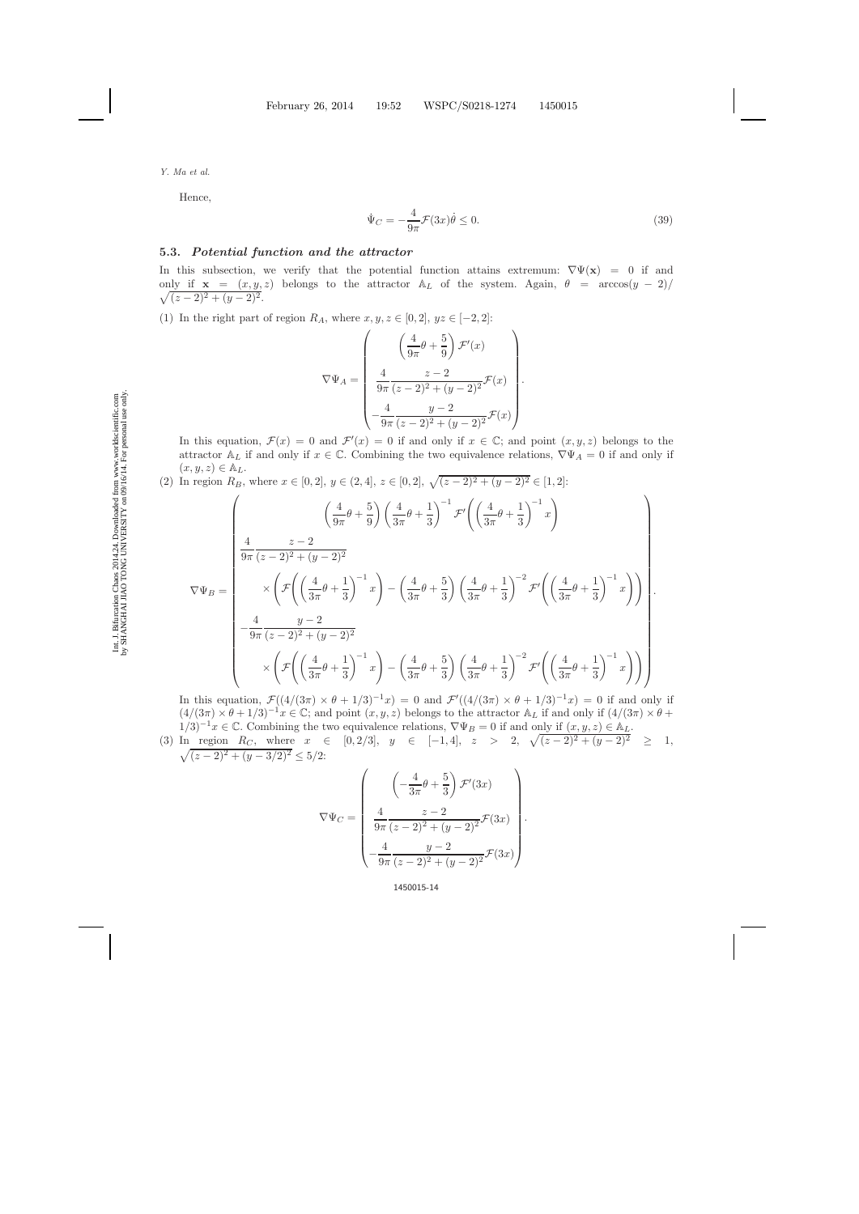Hence,

$$\dot{\Psi}_C = -\frac{4}{9\pi}\mathcal{F}(3x)\dot{\theta} \leq 0. \tag{39}$$

### 5.3. *Potential function and the attractor*

In this subsection, we verify that the potential function attains extremum: $\nabla\Psi(\mathbf{x}) = 0$ if and only if $\mathbf{x} = (x, y, z)$ belongs to the attractor $\mathbb{A}_L$ of the system. Again, $\theta = \arccos(y-2)/\sqrt{(z-2)^2 + (y-2)^2}$.

(1) In the right part of region $R_A$, where $x, y, z \in [0, 2]$, $yz \in [-2, 2]$:

$$\nabla\Psi_A = \begin{pmatrix} \left(\dfrac{4}{9\pi}\theta + \dfrac{5}{9}\right)\mathcal{F}'(x) \\ \dfrac{4}{9\pi}\dfrac{z-2}{(z-2)^2 + (y-2)^2}\mathcal{F}(x) \\ -\dfrac{4}{9\pi}\dfrac{y-2}{(z-2)^2 + (y-2)^2}\mathcal{F}(x) \end{pmatrix}.$$

In this equation, $\mathcal{F}(x) = 0$ and $\mathcal{F}'(x) = 0$ if and only if $x \in \mathbb{C}$; and point $(x, y, z)$ belongs to the attractor $\mathbb{A}_L$ if and only if $x \in \mathbb{C}$. Combining the two equivalence relations, $\nabla\Psi_A = 0$ if and only if $(x, y, z) \in \mathbb{A}_L$.

(2) In region $R_B$, where $x \in [0, 2]$, $y \in (2, 4]$, $z \in [0, 2]$, $\sqrt{(z-2)^2 + (y-2)^2} \in [1, 2]$:

$$\nabla\Psi_B = \begin{pmatrix} \left(\dfrac{4}{9\pi}\theta + \dfrac{5}{9}\right)\left(\dfrac{4}{3\pi}\theta + \dfrac{1}{3}\right)^{-1}\mathcal{F}'\left(\left(\dfrac{4}{3\pi}\theta + \dfrac{1}{3}\right)^{-1}x\right) \\ \dfrac{4}{9\pi}\dfrac{z-2}{(z-2)^2 + (y-2)^2} \\ \quad\times\left(\mathcal{F}\left(\left(\dfrac{4}{3\pi}\theta + \dfrac{1}{3}\right)^{-1}x\right) - \left(\dfrac{4}{3\pi}\theta + \dfrac{5}{3}\right)\left(\dfrac{4}{3\pi}\theta + \dfrac{1}{3}\right)^{-2}\mathcal{F}'\left(\left(\dfrac{4}{3\pi}\theta + \dfrac{1}{3}\right)^{-1}x\right)\right) \\ -\dfrac{4}{9\pi}\dfrac{y-2}{(z-2)^2 + (y-2)^2} \\ \quad\times\left(\mathcal{F}\left(\left(\dfrac{4}{3\pi}\theta + \dfrac{1}{3}\right)^{-1}x\right) - \left(\dfrac{4}{3\pi}\theta + \dfrac{5}{3}\right)\left(\dfrac{4}{3\pi}\theta + \dfrac{1}{3}\right)^{-2}\mathcal{F}'\left(\left(\dfrac{4}{3\pi}\theta + \dfrac{1}{3}\right)^{-1}x\right)\right) \end{pmatrix}.$$

In this equation, $\mathcal{F}((4/(3\pi) \times \theta + 1/3)^{-1}x) = 0$ and $\mathcal{F}'((4/(3\pi) \times \theta + 1/3)^{-1}x) = 0$ if and only if $(4/(3\pi) \times \theta + 1/3)^{-1}x \in \mathbb{C}$; and point $(x, y, z)$ belongs to the attractor $\mathbb{A}_L$ if and only if $(4/(3\pi) \times \theta + 1/3)^{-1}x \in \mathbb{C}$. Combining the two equivalence relations, $\nabla\Psi_B = 0$ if and only if $(x, y, z) \in \mathbb{A}_L$.

(3) In region $R_C$, where $x \in [0, 2/3]$, $y \in [-1, 4]$, $z > 2$, $\sqrt{(z-2)^2 + (y-2)^2} \geq 1$, $\sqrt{(z-2)^2 + (y-3/2)^2} \leq 5/2$:

$$\nabla\Psi_C = \begin{pmatrix} \left(-\dfrac{4}{3\pi}\theta + \dfrac{5}{3}\right)\mathcal{F}'(3x) \\ \dfrac{4}{9\pi}\dfrac{z-2}{(z-2)^2 + (y-2)^2}\mathcal{F}(3x) \\ -\dfrac{4}{9\pi}\dfrac{y-2}{(z-2)^2 + (y-2)^2}\mathcal{F}(3x) \end{pmatrix}.$$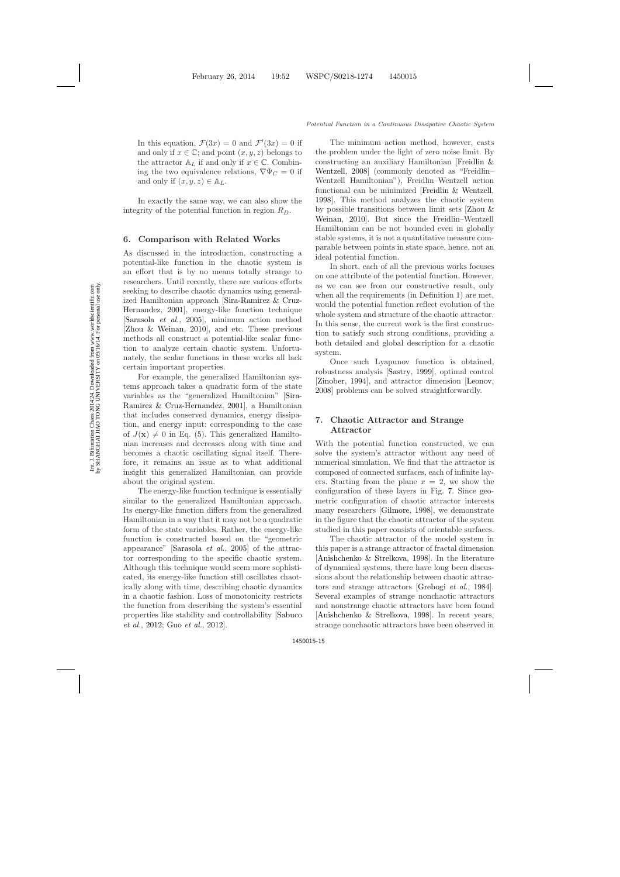In this equation, $\mathcal{F}(3x) = 0$ and $\mathcal{F}'(3x) = 0$ if and only if $x \in \mathbb{C}$; and point $(x, y, z)$ belongs to the attractor $\mathbb{A}_L$ if and only if $x \in \mathbb{C}$. Combining the two equivalence relations, $\nabla\Psi_C = 0$ if and only if $(x, y, z) \in \mathbb{A}_L$.

In exactly the same way, we can also show the integrity of the potential function in region $R_D$.

## 6. Comparison with Related Works

As discussed in the introduction, constructing a potential-like function in the chaotic system is an effort that is by no means totally strange to researchers. Until recently, there are various efforts seeking to describe chaotic dynamics using generalized Hamiltonian approach [Sira-Ramirez & Cruz-Hernandez, 2001], energy-like function technique [Sarasola *et al.*, 2005], minimum action method [Zhou & Weinan, 2010], and etc. These previous methods all construct a potential-like scalar function to analyze certain chaotic system. Unfortunately, the scalar functions in these works all lack certain important properties.

For example, the generalized Hamiltonian systems approach takes a quadratic form of the state variables as the "generalized Hamiltonian" [Sira-Ramirez & Cruz-Hernandez, 2001], a Hamiltonian that includes conserved dynamics, energy dissipation, and energy input: corresponding to the case of $J(\mathbf{x}) \neq 0$ in Eq. (5). This generalized Hamiltonian increases and decreases along with time and becomes a chaotic oscillating signal itself. Therefore, it remains an issue as to what additional insight this generalized Hamiltonian can provide about the original system.

The energy-like function technique is essentially similar to the generalized Hamiltonian approach. Its energy-like function differs from the generalized Hamiltonian in a way that it may not be a quadratic form of the state variables. Rather, the energy-like function is constructed based on the "geometric appearance" [Sarasola *et al.*, 2005] of the attractor corresponding to the specific chaotic system. Although this technique would seem more sophisticated, its energy-like function still oscillates chaotically along with time, describing chaotic dynamics in a chaotic fashion. Loss of monotonicity restricts the function from describing the system's essential properties like stability and controllability [Sabuco *et al.*, 2012; Guo *et al.*, 2012].

The minimum action method, however, casts the problem under the light of zero noise limit. By constructing an auxiliary Hamiltonian [Freidlin & Wentzell, 2008] (commonly denoted as "Freidlin–Wentzell Hamiltonian"), Freidlin–Wentzell action functional can be minimized [Freidlin & Wentzell, 1998]. This method analyzes the chaotic system by possible transitions between limit sets [Zhou & Weinan, 2010]. But since the Freidlin–Wentzell Hamiltonian can be not bounded even in globally stable systems, it is not a quantitative measure comparable between points in state space, hence, not an ideal potential function.

In short, each of all the previous works focuses on one attribute of the potential function. However, as we can see from our constructive result, only when all the requirements (in Definition 1) are met, would the potential function reflect evolution of the whole system and structure of the chaotic attractor. In this sense, the current work is the first construction to satisfy such strong conditions, providing a both detailed and global description for a chaotic system.

Once such Lyapunov function is obtained, robustness analysis [Sastry, 1999], optimal control [Zinober, 1994], and attractor dimension [Leonov, 2008] problems can be solved straightforwardly.

## 7. Chaotic Attractor and Strange Attractor

With the potential function constructed, we can solve the system's attractor without any need of numerical simulation. We find that the attractor is composed of connected surfaces, each of infinite layers. Starting from the plane $x = 2$, we show the configuration of these layers in Fig. 7. Since geometric configuration of chaotic attractor interests many researchers [Gilmore, 1998], we demonstrate in the figure that the chaotic attractor of the system studied in this paper consists of orientable surfaces.

The chaotic attractor of the model system in this paper is a strange attractor of fractal dimension [Anishchenko & Strelkova, 1998]. In the literature of dynamical systems, there have long been discussions about the relationship between chaotic attractors and strange attractors [Grebogi *et al.*, 1984]. Several examples of strange nonchaotic attractors and nonstrange chaotic attractors have been found [Anishchenko & Strelkova, 1998]. In recent years, strange nonchaotic attractors have been observed in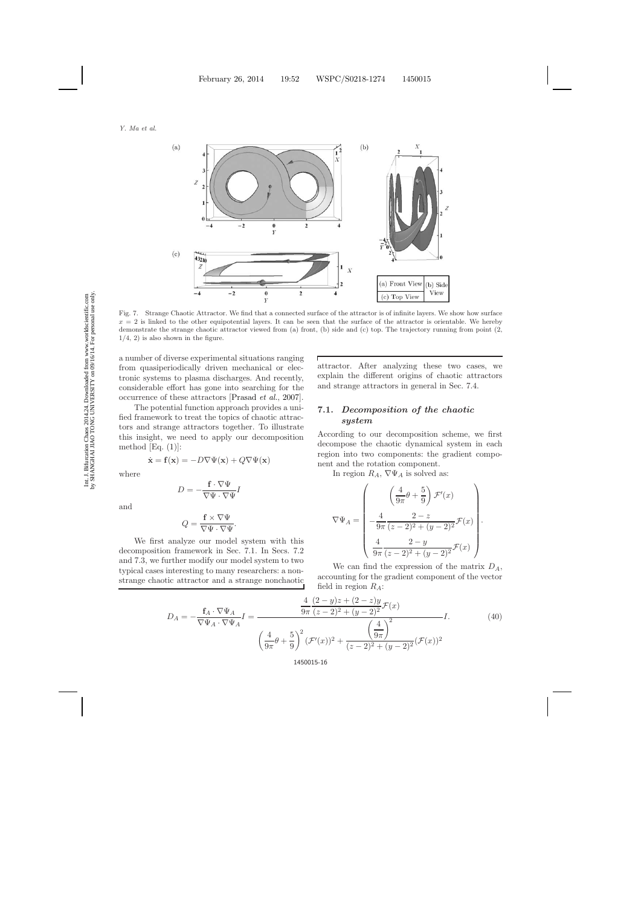Fig. 7. Strange Chaotic Attractor. We find that a connected surface of the attractor is of infinite layers. We show how surface $x = 2$ is linked to the other equipotential layers. It can be seen that the surface of the attractor is orientable. We hereby demonstrate the strange chaotic attractor viewed from (a) front, (b) side and (c) top. The trajectory running from point (2, 1/4, 2) is also shown in the figure.

a number of diverse experimental situations ranging from quasiperiodically driven mechanical or electronic systems to plasma discharges. And recently, considerable effort has gone into searching for the occurrence of these attractors [Prasad *et al.*, 2007].

The potential function approach provides a unified framework to treat the topics of chaotic attractors and strange attractors together. To illustrate this insight, we need to apply our decomposition method [Eq. (1)]:

$$\dot{\mathbf{x}} = \mathbf{f}(\mathbf{x}) = -D\nabla\Psi(\mathbf{x}) + Q\nabla\Psi(\mathbf{x})$$

where

$$D = -\frac{\mathbf{f} \cdot \nabla\Psi}{\nabla\Psi \cdot \nabla\Psi} I$$

and

$$Q = \frac{\mathbf{f} \times \nabla\Psi}{\nabla\Psi \cdot \nabla\Psi}.$$

We first analyze our model system with this decomposition framework in Sec. 7.1. In Secs. 7.2 and 7.3, we further modify our model system to two typical cases interesting to many researchers: a nonstrange chaotic attractor and a strange nonchaotic attractor. After analyzing these two cases, we explain the different origins of chaotic attractors and strange attractors in general in Sec. 7.4.

### 7.1. *Decomposition of the chaotic system*

According to our decomposition scheme, we first decompose the chaotic dynamical system in each region into two components: the gradient component and the rotation component.

In region $R_A$, $\nabla\Psi_A$ is solved as:

$$\nabla\Psi_A = \begin{pmatrix} \left(\dfrac{4}{9\pi}\theta + \dfrac{5}{9}\right)\mathcal{F}'(x) \\ -\dfrac{4}{9\pi}\dfrac{2-z}{(z-2)^2+(y-2)^2}\mathcal{F}(x) \\ \dfrac{4}{9\pi}\dfrac{2-y}{(z-2)^2+(y-2)^2}\mathcal{F}(x) \end{pmatrix}.$$

We can find the expression of the matrix $D_A$, accounting for the gradient component of the vector field in region $R_A$:

$$D_A = -\frac{\mathbf{f}_A \cdot \nabla\Psi_A}{\nabla\Psi_A \cdot \nabla\Psi_A} I = \frac{\dfrac{4}{9\pi}\dfrac{(2-y)z + (2-z)y}{(z-2)^2+(y-2)^2}\mathcal{F}(x)}{\left(\dfrac{4}{9\pi}\theta + \dfrac{5}{9}\right)^2(\mathcal{F}'(x))^2 + \dfrac{\left(\dfrac{4}{9\pi}\right)^2}{(z-2)^2+(y-2)^2}(\mathcal{F}(x))^2} I. \tag{40}$$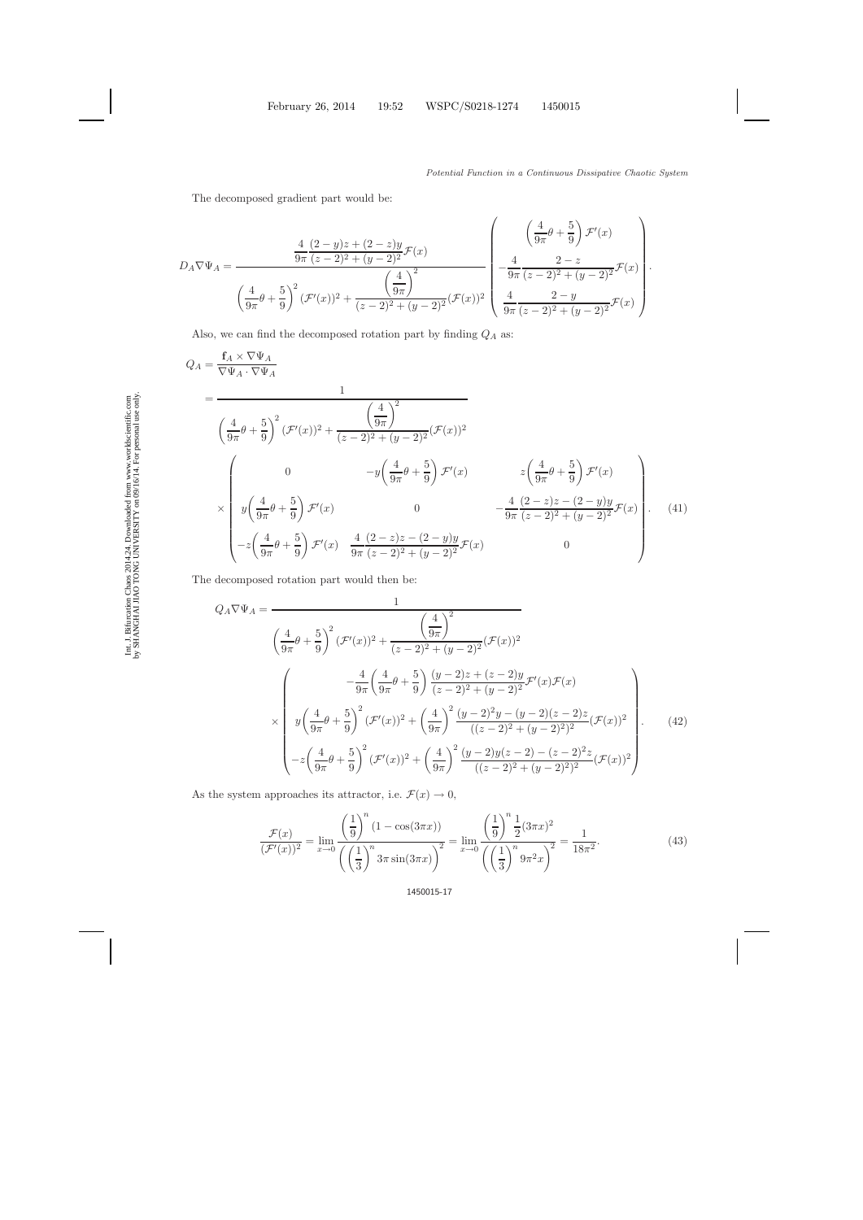The decomposed gradient part would be:

$$D_A \nabla \Psi_A = \frac{\dfrac{4}{9\pi}\dfrac{(2-y)z+(2-z)y}{(z-2)^2+(y-2)^2}\mathcal{F}(x)}{\left(\dfrac{4}{9\pi}\theta+\dfrac{5}{9}\right)^2(\mathcal{F}'(x))^2+\dfrac{\left(\dfrac{4}{9\pi}\right)^2}{(z-2)^2+(y-2)^2}(\mathcal{F}(x))^2}\begin{pmatrix}\left(\dfrac{4}{9\pi}\theta+\dfrac{5}{9}\right)\mathcal{F}'(x)\\ -\dfrac{4}{9\pi}\dfrac{2-z}{(z-2)^2+(y-2)^2}\mathcal{F}(x)\\ \dfrac{4}{9\pi}\dfrac{2-y}{(z-2)^2+(y-2)^2}\mathcal{F}(x)\end{pmatrix}.$$

Also, we can find the decomposed rotation part by finding $Q_A$ as:

$$\begin{aligned}
Q_A &= \frac{\mathbf{f}_A \times \nabla\Psi_A}{\nabla\Psi_A\cdot\nabla\Psi_A}\\
&= \frac{1}{\left(\dfrac{4}{9\pi}\theta+\dfrac{5}{9}\right)^2(\mathcal{F}'(x))^2+\dfrac{\left(\dfrac{4}{9\pi}\right)^2}{(z-2)^2+(y-2)^2}(\mathcal{F}(x))^2}\\
&\quad\times\begin{pmatrix} 0 & -y\left(\dfrac{4}{9\pi}\theta+\dfrac{5}{9}\right)\mathcal{F}'(x) & z\left(\dfrac{4}{9\pi}\theta+\dfrac{5}{9}\right)\mathcal{F}'(x)\\ y\left(\dfrac{4}{9\pi}\theta+\dfrac{5}{9}\right)\mathcal{F}'(x) & 0 & -\dfrac{4}{9\pi}\dfrac{(2-z)z-(2-y)y}{(z-2)^2+(y-2)^2}\mathcal{F}(x)\\ -z\left(\dfrac{4}{9\pi}\theta+\dfrac{5}{9}\right)\mathcal{F}'(x) & \dfrac{4}{9\pi}\dfrac{(2-z)z-(2-y)y}{(z-2)^2+(y-2)^2}\mathcal{F}(x) & 0\end{pmatrix}. \qquad (41)
\end{aligned}$$

The decomposed rotation part would then be:

$$\begin{aligned}
Q_A\nabla\Psi_A &= \frac{1}{\left(\dfrac{4}{9\pi}\theta+\dfrac{5}{9}\right)^2(\mathcal{F}'(x))^2+\dfrac{\left(\dfrac{4}{9\pi}\right)^2}{(z-2)^2+(y-2)^2}(\mathcal{F}(x))^2}\\
&\quad\times\begin{pmatrix} -\dfrac{4}{9\pi}\left(\dfrac{4}{9\pi}\theta+\dfrac{5}{9}\right)\dfrac{(y-2)z+(z-2)y}{(z-2)^2+(y-2)^2}\mathcal{F}'(x)\mathcal{F}(x)\\ y\left(\dfrac{4}{9\pi}\theta+\dfrac{5}{9}\right)^2(\mathcal{F}'(x))^2+\left(\dfrac{4}{9\pi}\right)^2\dfrac{(y-2)^2y-(y-2)(z-2)z}{((z-2)^2+(y-2)^2)^2}(\mathcal{F}(x))^2\\ -z\left(\dfrac{4}{9\pi}\theta+\dfrac{5}{9}\right)^2(\mathcal{F}'(x))^2+\left(\dfrac{4}{9\pi}\right)^2\dfrac{(y-2)y(z-2)-(z-2)^2z}{((z-2)^2+(y-2)^2)^2}(\mathcal{F}(x))^2\end{pmatrix}. \qquad (42)
\end{aligned}$$

As the system approaches its attractor, i.e. $\mathcal{F}(x)\to 0$,

$$\frac{\mathcal{F}(x)}{(\mathcal{F}'(x))^2}=\lim_{x\to 0}\frac{\left(\dfrac{1}{9}\right)^n(1-\cos(3\pi x))}{\left(\left(\dfrac{1}{3}\right)^n 3\pi\sin(3\pi x)\right)^2}=\lim_{x\to 0}\frac{\left(\dfrac{1}{9}\right)^n\dfrac{1}{2}(3\pi x)^2}{\left(\left(\dfrac{1}{3}\right)^n 9\pi^2 x\right)^2}=\frac{1}{18\pi^2}. \qquad (43)$$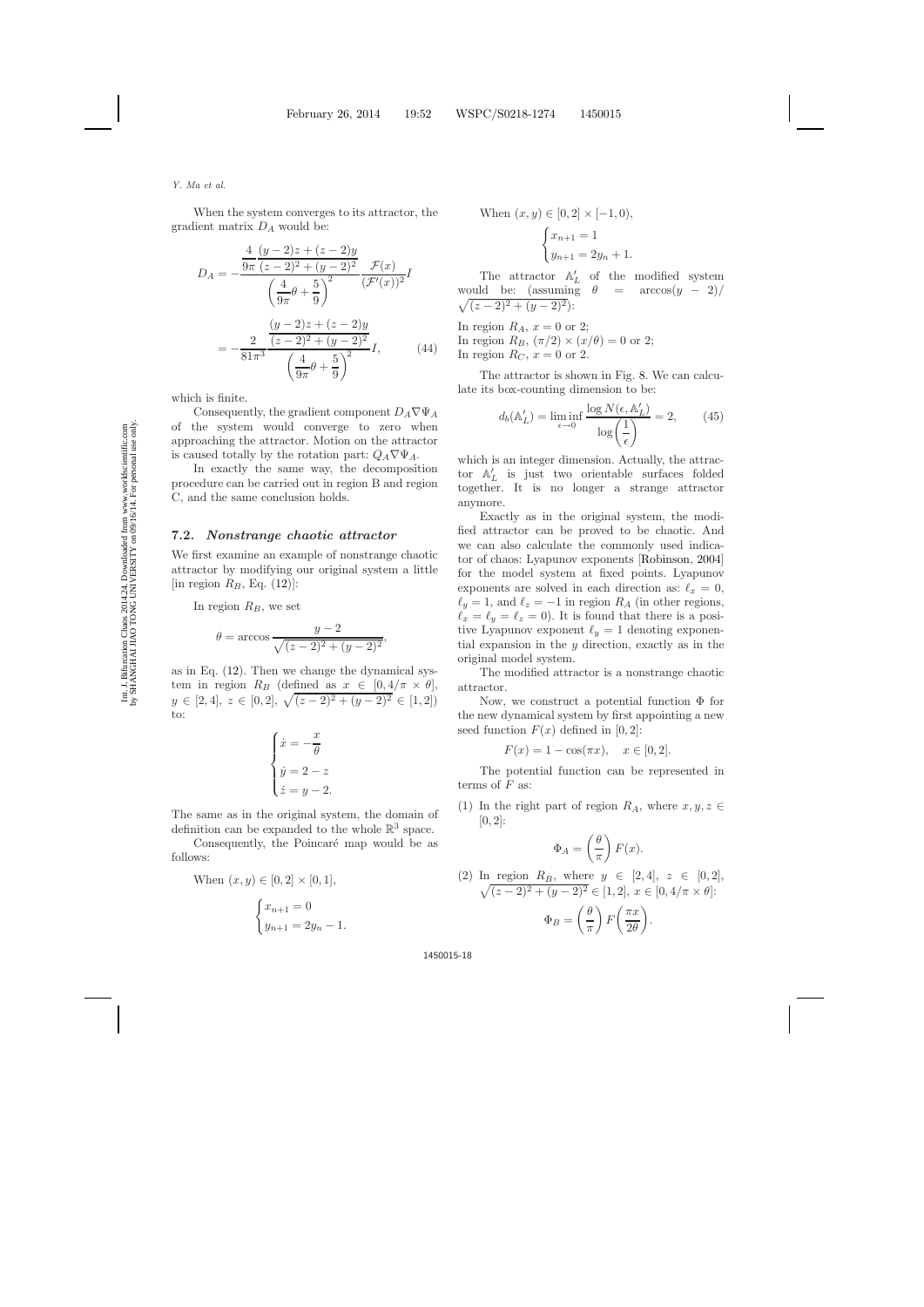When the system converges to its attractor, the gradient matrix $D_A$ would be:

$$D_A = -\frac{\frac{4}{9\pi}\frac{(y-2)z+(z-2)y}{(z-2)^2+(y-2)^2}}{\left(\frac{4}{9\pi}\theta+\frac{5}{9}\right)^2}\frac{\mathcal{F}(x)}{(\mathcal{F}'(x))^2}I$$

$$= -\frac{2}{81\pi^3}\frac{\frac{(y-2)z+(z-2)y}{(z-2)^2+(y-2)^2}}{\left(\frac{4}{9\pi}\theta+\frac{5}{9}\right)^2}I, \qquad (44)$$

which is finite.

Consequently, the gradient component $D_A\nabla\Psi_A$ of the system would converge to zero when approaching the attractor. Motion on the attractor is caused totally by the rotation part: $Q_A\nabla\Psi_A$.

In exactly the same way, the decomposition procedure can be carried out in region B and region C, and the same conclusion holds.

### 7.2. *Nonstrange chaotic attractor*

We first examine an example of nonstrange chaotic attractor by modifying our original system a little [in region $R_B$, Eq. (12)]:

In region $R_B$, we set

$$\theta = \arccos\frac{y-2}{\sqrt{(z-2)^2+(y-2)^2}},$$

as in Eq. (12). Then we change the dynamical system in region $R_B$ (defined as $x \in [0, 4/\pi \times \theta]$, $y \in [2,4]$, $z \in [0,2]$, $\sqrt{(z-2)^2+(y-2)^2} \in [1,2]$) to:

$$\begin{cases} \dot{x} = -\dfrac{x}{\theta} \\ \dot{y} = 2-z \\ \dot{z} = y-2. \end{cases}$$

The same as in the original system, the domain of definition can be expanded to the whole $\mathbb{R}^3$ space.

Consequently, the Poincaré map would be as follows:

When $(x,y) \in [0,2]\times[0,1]$,

$$\begin{cases} x_{n+1} = 0 \\ y_{n+1} = 2y_n - 1. \end{cases}$$

When $(x,y) \in [0,2]\times[-1,0)$,

$$\begin{cases} x_{n+1} = 1 \\ y_{n+1} = 2y_n + 1. \end{cases}$$

The attractor $\mathbb{A}'_L$ of the modified system would be: (assuming $\theta = \arccos(y-2)/\sqrt{(z-2)^2+(y-2)^2}$):

In region $R_A$, $x = 0$ or 2;
In region $R_B$, $(\pi/2)\times(x/\theta) = 0$ or 2;
In region $R_C$, $x = 0$ or 2.

The attractor is shown in Fig. 8. We can calculate its box-counting dimension to be:

$$d_b(\mathbb{A}'_L) = \liminf_{\epsilon\to 0}\frac{\log N(\epsilon,\mathbb{A}'_L)}{\log\left(\frac{1}{\epsilon}\right)} = 2, \qquad (45)$$

which is an integer dimension. Actually, the attractor $\mathbb{A}'_L$ is just two orientable surfaces folded together. It is no longer a strange attractor anymore.

Exactly as in the original system, the modified attractor can be proved to be chaotic. And we can also calculate the commonly used indicator of chaos: Lyapunov exponents [Robinson, 2004] for the model system at fixed points. Lyapunov exponents are solved in each direction as: $\ell_x = 0$, $\ell_y = 1$, and $\ell_z = -1$ in region $R_A$ (in other regions, $\ell_x = \ell_y = \ell_z = 0$). It is found that there is a positive Lyapunov exponent $\ell_y = 1$ denoting exponential expansion in the $y$ direction, exactly as in the original model system.

The modified attractor is a nonstrange chaotic attractor.

Now, we construct a potential function $\Phi$ for the new dynamical system by first appointing a new seed function $F(x)$ defined in $[0,2]$:

$$F(x) = 1-\cos(\pi x), \quad x \in [0,2].$$

The potential function can be represented in terms of $F$ as:

(1) In the right part of region $R_A$, where $x,y,z \in [0,2]$:

$$\Phi_A = \left(\frac{\theta}{\pi}\right)F(x).$$

(2) In region $R_B$, where $y \in [2,4]$, $z \in [0,2]$, $\sqrt{(z-2)^2+(y-2)^2} \in [1,2]$, $x \in [0, 4/\pi\times\theta]$:

$$\Phi_B = \left(\frac{\theta}{\pi}\right)F\left(\frac{\pi x}{2\theta}\right).$$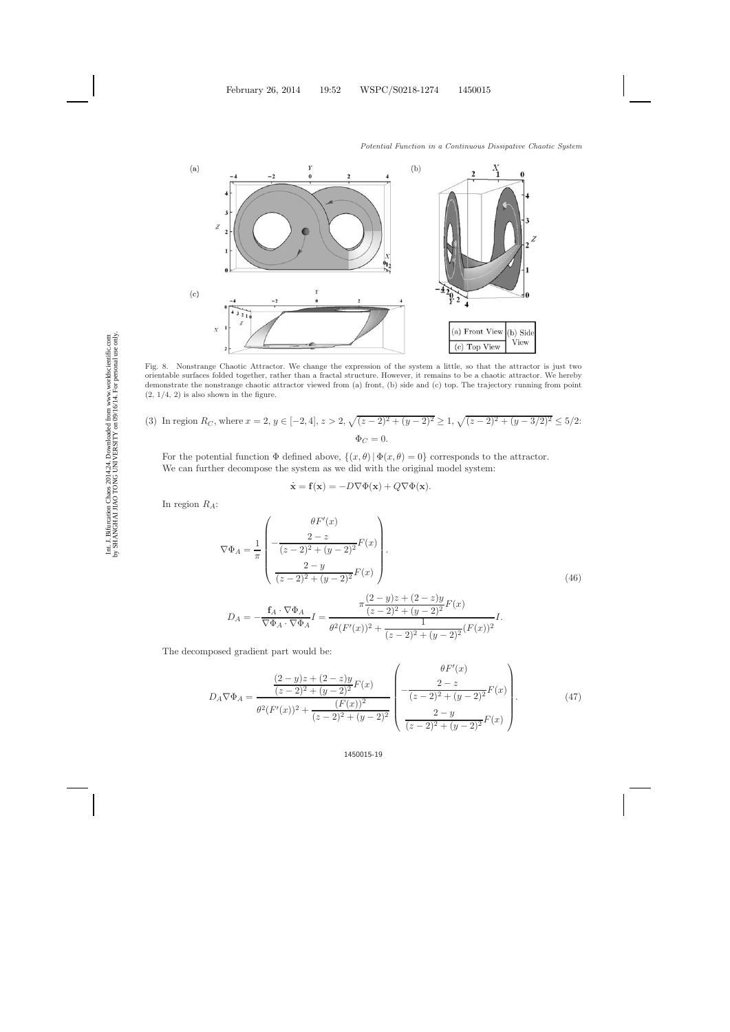Fig. 8. Nonstrange Chaotic Attractor. We change the expression of the system a little, so that the attractor is just two orientable surfaces folded together, rather than a fractal structure. However, it remains to be a chaotic attractor. We hereby demonstrate the nonstrange chaotic attractor viewed from (a) front, (b) side and (c) top. The trajectory running from point (2, 1/4, 2) is also shown in the figure.

(3) In region $R_C$, where $x = 2$, $y \in [-2, 4]$, $z > 2$, $\sqrt{(z-2)^2 + (y-2)^2} \geq 1$, $\sqrt{(z-2)^2 + (y-3/2)^2} \leq 5/2$:

$$\Phi_C = 0.$$

For the potential function $\Phi$ defined above, $\{(x, \theta) \,|\, \Phi(x, \theta) = 0\}$ corresponds to the attractor.

We can further decompose the system as we did with the original model system:

$$\dot{\mathbf{x}} = \mathbf{f}(\mathbf{x}) = -D\nabla\Phi(\mathbf{x}) + Q\nabla\Phi(\mathbf{x}).$$

In region $R_A$:

$$\nabla\Phi_A = \frac{1}{\pi}\begin{pmatrix} \theta F'(x) \\ -\dfrac{2-z}{(z-2)^2 + (y-2)^2}F(x) \\ \dfrac{2-y}{(z-2)^2 + (y-2)^2}F(x) \end{pmatrix}. \tag{46}$$

$$D_A = -\frac{\mathbf{f}_A \cdot \nabla\Phi_A}{\nabla\Phi_A \cdot \nabla\Phi_A}I = \frac{\pi\dfrac{(2-y)z + (2-z)y}{(z-2)^2 + (y-2)^2}F(x)}{\theta^2(F'(x))^2 + \dfrac{1}{(z-2)^2 + (y-2)^2}(F(x))^2}I.$$

The decomposed gradient part would be:

$$D_A\nabla\Phi_A = \frac{\dfrac{(2-y)z + (2-z)y}{(z-2)^2 + (y-2)^2}F(x)}{\theta^2(F'(x))^2 + \dfrac{(F(x))^2}{(z-2)^2 + (y-2)^2}}\begin{pmatrix} \theta F'(x) \\ -\dfrac{2-z}{(z-2)^2 + (y-2)^2}F(x) \\ \dfrac{2-y}{(z-2)^2 + (y-2)^2}F(x) \end{pmatrix}. \tag{47}$$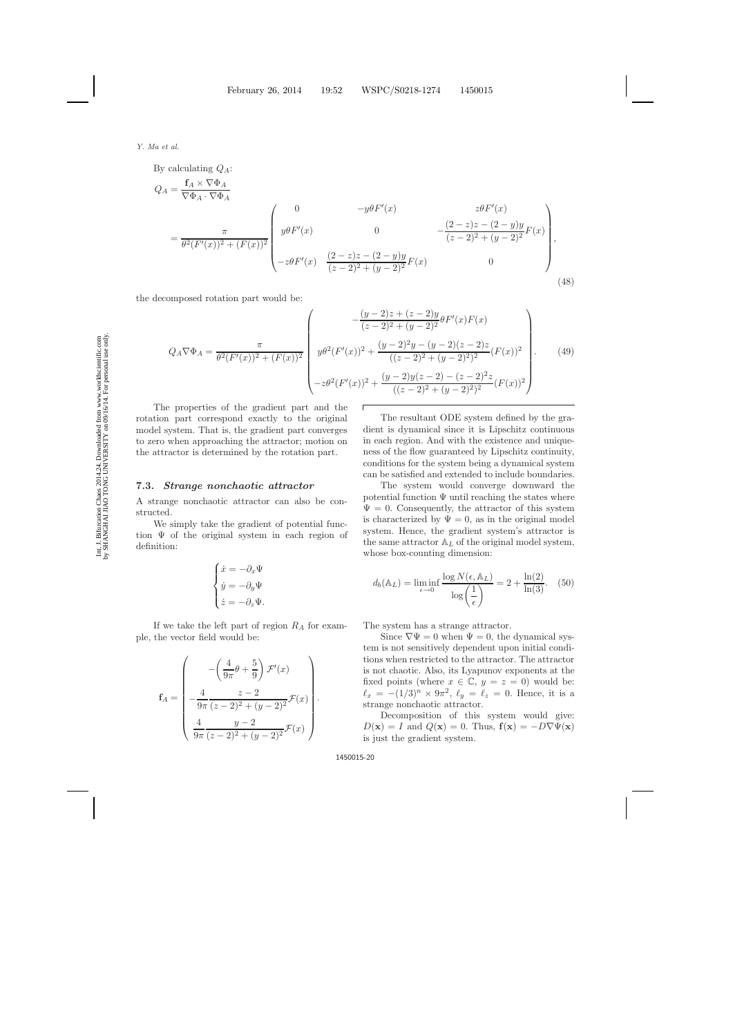By calculating $Q_A$:

$$Q_A = \frac{\mathbf{f}_A \times \nabla\Phi_A}{\nabla\Phi_A \cdot \nabla\Phi_A}$$

$$= \frac{\pi}{\theta^2(F'(x))^2 + (F(x))^2} \begin{pmatrix} 0 & -y\theta F'(x) & z\theta F'(x) \\ y\theta F'(x) & 0 & -\dfrac{(2-z)z-(2-y)y}{(z-2)^2+(y-2)^2}F(x) \\ -z\theta F'(x) & \dfrac{(2-z)z-(2-y)y}{(z-2)^2+(y-2)^2}F(x) & 0 \end{pmatrix}, \tag{48}$$

the decomposed rotation part would be:

$$Q_A\nabla\Phi_A = \frac{\pi}{\theta^2(F'(x))^2 + (F(x))^2} \begin{pmatrix} -\dfrac{(y-2)z+(z-2)y}{(z-2)^2+(y-2)^2}\theta F'(x)F(x) \\ y\theta^2(F'(x))^2 + \dfrac{(y-2)^2y-(y-2)(z-2)z}{((z-2)^2+(y-2)^2)^2}(F(x))^2 \\ -z\theta^2(F'(x))^2 + \dfrac{(y-2)y(z-2)-(z-2)^2z}{((z-2)^2+(y-2)^2)^2}(F(x))^2 \end{pmatrix}. \tag{49}$$

The properties of the gradient part and the rotation part correspond exactly to the original model system. That is, the gradient part converges to zero when approaching the attractor; motion on the attractor is determined by the rotation part.

### 7.3. *Strange nonchaotic attractor*

A strange nonchaotic attractor can also be constructed.

We simply take the gradient of potential function $\Psi$ of the original system in each region of definition:

$$\begin{cases} \dot{x} = -\partial_x\Psi \\ \dot{y} = -\partial_y\Psi \\ \dot{z} = -\partial_z\Psi. \end{cases}$$

If we take the left part of region $R_A$ for example, the vector field would be:

$$\mathbf{f}_A = \begin{pmatrix} -\left(\dfrac{4}{9\pi}\theta + \dfrac{5}{9}\right)\mathcal{F}'(x) \\ -\dfrac{4}{9\pi}\dfrac{z-2}{(z-2)^2+(y-2)^2}\mathcal{F}(x) \\ \dfrac{4}{9\pi}\dfrac{y-2}{(z-2)^2+(y-2)^2}\mathcal{F}(x) \end{pmatrix}.$$

The resultant ODE system defined by the gradient is dynamical since it is Lipschitz continuous in each region. And with the existence and uniqueness of the flow guaranteed by Lipschitz continuity, conditions for the system being a dynamical system can be satisfied and extended to include boundaries.

The system would converge downward the potential function $\Psi$ until reaching the states where $\Psi = 0$. Consequently, the attractor of this system is characterized by $\Psi = 0$, as in the original model system. Hence, the gradient system's attractor is the same attractor $\mathbb{A}_L$ of the original model system, whose box-counting dimension:

$$d_b(\mathbb{A}_L) = \liminf_{\epsilon\to 0} \frac{\log N(\epsilon, \mathbb{A}_L)}{\log\left(\dfrac{1}{\epsilon}\right)} = 2 + \frac{\ln(2)}{\ln(3)}. \tag{50}$$

The system has a strange attractor.

Since $\nabla\Psi = 0$ when $\Psi = 0$, the dynamical system is not sensitively dependent upon initial conditions when restricted to the attractor. The attractor is not chaotic. Also, its Lyapunov exponents at the fixed points (where $x \in \mathbb{C}$, $y = z = 0$) would be: $\ell_x = -(1/3)^n \times 9\pi^2$, $\ell_y = \ell_z = 0$. Hence, it is a strange nonchaotic attractor.

Decomposition of this system would give: $D(\mathbf{x}) = I$ and $Q(\mathbf{x}) = 0$. Thus, $\mathbf{f}(\mathbf{x}) = -D\nabla\Psi(\mathbf{x})$ is just the gradient system.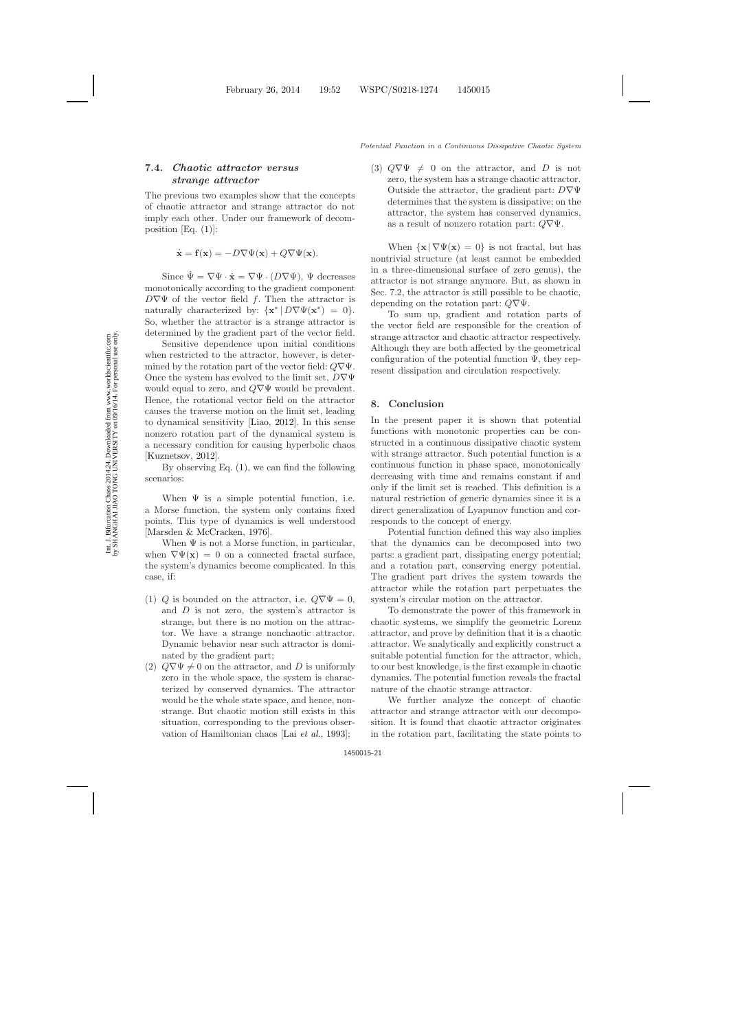### 7.4. *Chaotic attractor versus strange attractor*

The previous two examples show that the concepts of chaotic attractor and strange attractor do not imply each other. Under our framework of decomposition [Eq. (1)]:

$$\dot{\mathbf{x}} = \mathbf{f}(\mathbf{x}) = -D\nabla\Psi(\mathbf{x}) + Q\nabla\Psi(\mathbf{x}).$$

Since $\dot{\Psi} = \nabla\Psi \cdot \dot{\mathbf{x}} = \nabla\Psi \cdot (D\nabla\Psi)$, $\Psi$ decreases monotonically according to the gradient component $D\nabla\Psi$ of the vector field $f$. Then the attractor is naturally characterized by: $\{\mathbf{x}^* \,|\, D\nabla\Psi(\mathbf{x}^*) = 0\}$. So, whether the attractor is a strange attractor is determined by the gradient part of the vector field.

Sensitive dependence upon initial conditions when restricted to the attractor, however, is determined by the rotation part of the vector field: $Q\nabla\Psi$. Once the system has evolved to the limit set, $D\nabla\Psi$ would equal to zero, and $Q\nabla\Psi$ would be prevalent. Hence, the rotational vector field on the attractor causes the traverse motion on the limit set, leading to dynamical sensitivity [Liao, 2012]. In this sense nonzero rotation part of the dynamical system is a necessary condition for causing hyperbolic chaos [Kuznetsov, 2012].

By observing Eq. (1), we can find the following scenarios:

When $\Psi$ is a simple potential function, i.e. a Morse function, the system only contains fixed points. This type of dynamics is well understood [Marsden & McCracken, 1976].

When $\Psi$ is not a Morse function, in particular, when $\nabla\Psi(\mathbf{x}) = 0$ on a connected fractal surface, the system's dynamics become complicated. In this case, if:

1. $Q$ is bounded on the attractor, i.e. $Q\nabla\Psi = 0$, and $D$ is not zero, the system's attractor is strange, but there is no motion on the attractor. We have a strange nonchaotic attractor. Dynamic behavior near such attractor is dominated by the gradient part;
2. $Q\nabla\Psi \neq 0$ on the attractor, and $D$ is uniformly zero in the whole space, the system is characterized by conserved dynamics. The attractor would be the whole state space, and hence, nonstrange. But chaotic motion still exists in this situation, corresponding to the previous observation of Hamiltonian chaos [Lai *et al.*, 1993];
3. $Q\nabla\Psi \neq 0$ on the attractor, and $D$ is not zero, the system has a strange chaotic attractor. Outside the attractor, the gradient part: $D\nabla\Psi$ determines that the system is dissipative; on the attractor, the system has conserved dynamics, as a result of nonzero rotation part: $Q\nabla\Psi$.

When $\{\mathbf{x} \,|\, \nabla\Psi(\mathbf{x}) = 0\}$ is not fractal, but has nontrivial structure (at least cannot be embedded in a three-dimensional surface of zero genus), the attractor is not strange anymore. But, as shown in Sec. 7.2, the attractor is still possible to be chaotic, depending on the rotation part: $Q\nabla\Psi$.

To sum up, gradient and rotation parts of the vector field are responsible for the creation of strange attractor and chaotic attractor respectively. Although they are both affected by the geometrical configuration of the potential function $\Psi$, they represent dissipation and circulation respectively.

## 8. Conclusion

In the present paper it is shown that potential functions with monotonic properties can be constructed in a continuous dissipative chaotic system with strange attractor. Such potential function is a continuous function in phase space, monotonically decreasing with time and remains constant if and only if the limit set is reached. This definition is a natural restriction of generic dynamics since it is a direct generalization of Lyapunov function and corresponds to the concept of energy.

Potential function defined this way also implies that the dynamics can be decomposed into two parts: a gradient part, dissipating energy potential; and a rotation part, conserving energy potential. The gradient part drives the system towards the attractor while the rotation part perpetuates the system's circular motion on the attractor.

To demonstrate the power of this framework in chaotic systems, we simplify the geometric Lorenz attractor, and prove by definition that it is a chaotic attractor. We analytically and explicitly construct a suitable potential function for the attractor, which, to our best knowledge, is the first example in chaotic dynamics. The potential function reveals the fractal nature of the chaotic strange attractor.

We further analyze the concept of chaotic attractor and strange attractor with our decomposition. It is found that chaotic attractor originates in the rotation part, facilitating the state points to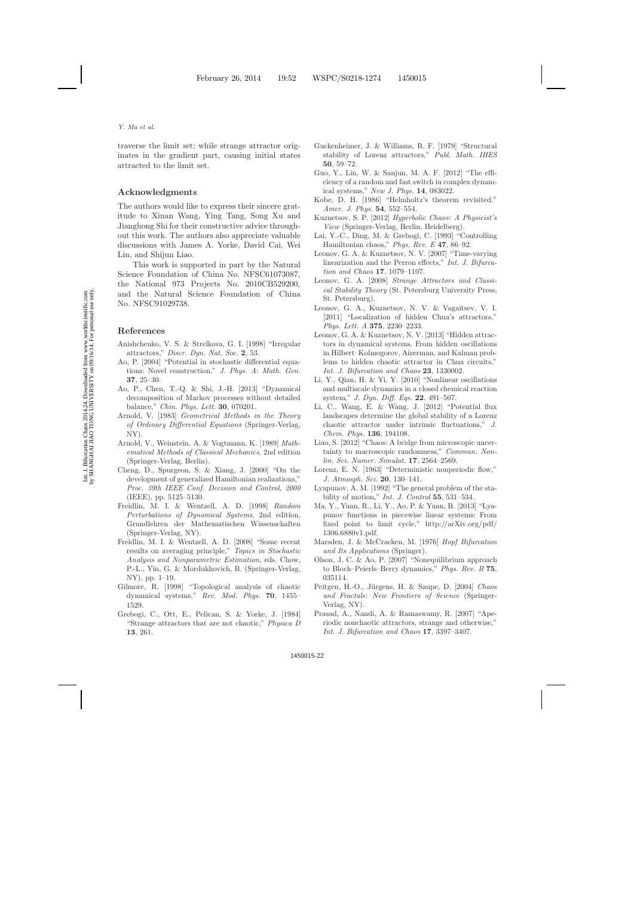traverse the limit set; while strange attractor originates in the gradient part, causing initial states attracted to the limit set.

## Acknowledgments

The authors would like to express their sincere gratitude to Xinan Wang, Ying Tang, Song Xu and Jianghong Shi for their constructive advice throughout this work. The authors also appreciate valuable discussions with James A. Yorke, David Cai, Wei Lin, and Shijun Liao.

This work is supported in part by the Natural Science Foundation of China No. NFSC61073087, the National 973 Projects No. 2010CB529200, and the Natural Science Foundation of China No. NFSC91029738.

## References

Anishchenko, V. S. & Strelkova, G. I. [1998] "Irregular attractors," *Discr. Dyn. Nat. Soc.* **2**, 53.

Ao, P. [2004] "Potential in stochastic differential equations: Novel construction," *J. Phys. A: Math. Gen.* **37**, 25–30.

Ao, P., Chen, T.-Q. & Shi, J.-H. [2013] "Dynamical decomposition of Markov processes without detailed balance," *Chin. Phys. Lett.* **30**, 070201.

Arnold, V. [1983] *Geometrical Methods in the Theory of Ordinary Differential Equations* (Springer-Verlag, NY).

Arnold, V., Weinstein, A. & Vogtmann, K. [1989] *Mathematical Methods of Classical Mechanics*, 2nd edition (Springer-Verlag, Berlin).

Cheng, D., Spurgeon, S. & Xiang, J. [2000] "On the development of generalized Hamiltonian realizations," *Proc. 39th IEEE Conf. Decision and Control, 2000* (IEEE), pp. 5125–5130.

Freidlin, M. I. & Wentzell, A. D. [1998] *Random Perturbations of Dynamical Systems*, 2nd edition, Grundlehren der Mathematischen Wissenschaften (Springer-Verlag, NY).

Freidlin, M. I. & Wentzell, A. D. [2008] "Some recent results on averaging principle," *Topics in Stochastic Analysis and Nonparametric Estimation*, eds. Chow, P.-L., Yin, G. & Mordukhovich, B. (Springer-Verlag, NY), pp. 1–19.

Gilmore, R. [1998] "Topological analysis of chaotic dynamical systems," *Rev. Mod. Phys.* **70**, 1455–1529.

Grebogi, C., Ott, E., Pelican, S. & Yorke, J. [1984] "Strange attractors that are not chaotic," *Physica D* **13**, 261.

Guckenheimer, J. & Williams, R. F. [1979] "Structural stability of Lorenz attractors," *Publ. Math. IHES* **50**, 59–72.

Guo, Y., Lin, W. & Sanjun, M. A. F. [2012] "The efficiency of a random and fast switch in complex dynamical systems," *New J. Phys.* **14**, 083022.

Kobe, D. H. [1986] "Helmholtz's theorem revisited," *Amer. J. Phys.* **54**, 552–554.

Kuznetsov, S. P. [2012] *Hyperbolic Chaos: A Physicist's View* (Springer-Verlag, Berlin, Heidelberg).

Lai, Y.-C., Ding, M. & Grebogi, C. [1993] "Controlling Hamiltonian chaos," *Phys. Rev. E* **47**, 86–92.

Leonov, G. A. & Kuznetsov, N. V. [2007] "Time-varying linearization and the Perron effects," *Int. J. Bifurcation and Chaos* **17**, 1079–1107.

Leonov, G. A. [2008] *Strange Attractors and Classical Stability Theory* (St. Petersburg University Press, St. Petersburg).

Leonov, G. A., Kuznetsov, N. V. & Vagaitsev, V. I. [2011] "Localization of hidden Chua's attractors," *Phys. Lett. A* **375**, 2230–2233.

Leonov, G. A. & Kuznetsov, N. V. [2013] "Hidden attractors in dynamical systems. From hidden oscillations in Hilbert–Kolmogorov, Aizerman, and Kalman problems to hidden chaotic attractor in Chua circuits," *Int. J. Bifurcation and Chaos* **23**, 1330002.

Li, Y., Qian, H. & Yi, Y. [2010] "Nonlinear oscillations and multiscale dynamics in a closed chemical reaction system," *J. Dyn. Diff. Eqs.* **22**, 491–507.

Li, C., Wang, E. & Wang, J. [2012] "Potential flux landscapes determine the global stability of a Lorenz chaotic attractor under intrinsic fluctuations," *J. Chem. Phys.* **136**, 194108.

Liao, S. [2012] "Chaos: A bridge from microscopic uncertainty to macroscopic randomness," *Commun. Nonlin. Sci. Numer. Simulat.* **17**, 2564–2569.

Lorenz, E. N. [1963] "Deterministic nonperiodic flow," *J. Atmosph. Sci.* **20**, 130–141.

Lyapunov, A. M. [1992] "The general problem of the stability of motion," *Int. J. Control* **55**, 531–534.

Ma, Y., Yuan, R., Li, Y., Ao, P. & Yuan, B. [2013] "Lyapunov functions in piecewise linear systems: From fixed point to limit cycle," http://arXiv.org/pdf/1306.6880v1.pdf.

Marsden, J. & McCracken, M. [1976] *Hopf Bifurcation and Its Applications* (Springer).

Olson, J. C. & Ao, P. [2007] "Nonequilibrium approach to Bloch–Peierls–Berry dynamics," *Phys. Rev. B* **75**, 035114.

Peitgen, H.-O., Jürgens, H. & Saupe, D. [2004] *Chaos and Fractals: New Frontiers of Science* (Springer-Verlag, NY).

Prasad, A., Nandi, A. & Ramaswamy, R. [2007] "Aperiodic nonchaotic attractors, strange and otherwise," *Int. J. Bifurcation and Chaos* **17**, 3397–3407.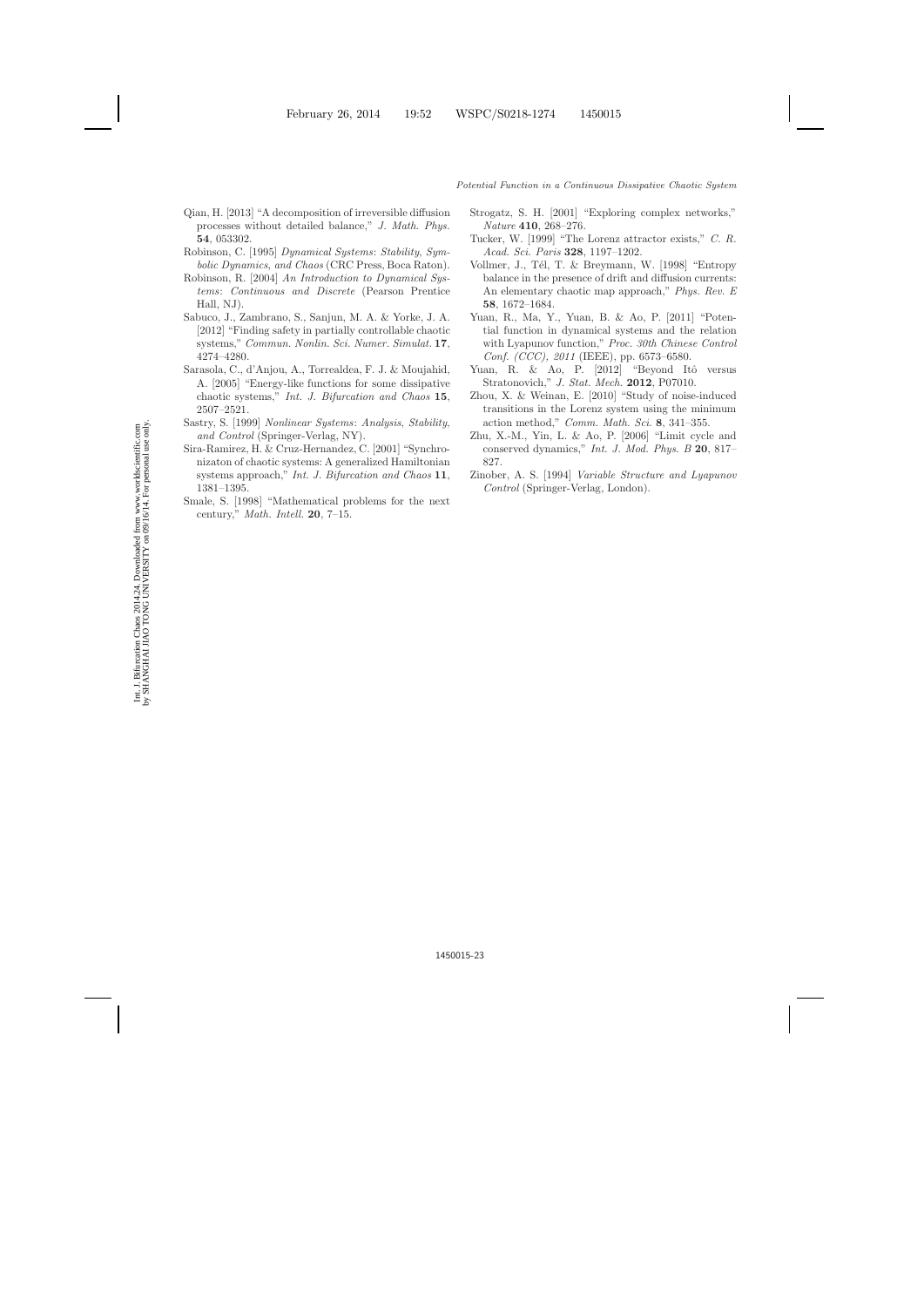Qian, H. [2013] "A decomposition of irreversible diffusion processes without detailed balance," *J. Math. Phys.* **54**, 053302.

Robinson, C. [1995] *Dynamical Systems: Stability, Symbolic Dynamics, and Chaos* (CRC Press, Boca Raton).

Robinson, R. [2004] *An Introduction to Dynamical Systems: Continuous and Discrete* (Pearson Prentice Hall, NJ).

Sabuco, J., Zambrano, S., Sanjun, M. A. & Yorke, J. A. [2012] "Finding safety in partially controllable chaotic systems," *Commun. Nonlin. Sci. Numer. Simulat.* **17**, 4274–4280.

Sarasola, C., d'Anjou, A., Torrealdea, F. J. & Moujahid, A. [2005] "Energy-like functions for some dissipative chaotic systems," *Int. J. Bifurcation and Chaos* **15**, 2507–2521.

Sastry, S. [1999] *Nonlinear Systems: Analysis, Stability, and Control* (Springer-Verlag, NY).

Sira-Ramirez, H. & Cruz-Hernandez, C. [2001] "Synchronizaton of chaotic systems: A generalized Hamiltonian systems approach," *Int. J. Bifurcation and Chaos* **11**, 1381–1395.

Smale, S. [1998] "Mathematical problems for the next century," *Math. Intell.* **20**, 7–15.

Strogatz, S. H. [2001] "Exploring complex networks," *Nature* **410**, 268–276.

Tucker, W. [1999] "The Lorenz attractor exists," *C. R. Acad. Sci. Paris* **328**, 1197–1202.

Vollmer, J., Tél, T. & Breymann, W. [1998] "Entropy balance in the presence of drift and diffusion currents: An elementary chaotic map approach," *Phys. Rev. E* **58**, 1672–1684.

Yuan, R., Ma, Y., Yuan, B. & Ao, P. [2011] "Potential function in dynamical systems and the relation with Lyapunov function," *Proc. 30th Chinese Control Conf. (CCC), 2011* (IEEE), pp. 6573–6580.

Yuan, R. & Ao, P. [2012] "Beyond Itô versus Stratonovich," *J. Stat. Mech.* **2012**, P07010.

Zhou, X. & Weinan, E. [2010] "Study of noise-induced transitions in the Lorenz system using the minimum action method," *Comm. Math. Sci.* **8**, 341–355.

Zhu, X.-M., Yin, L. & Ao, P. [2006] "Limit cycle and conserved dynamics," *Int. J. Mod. Phys. B* **20**, 817–827.

Zinober, A. S. [1994] *Variable Structure and Lyapunov Control* (Springer-Verlag, London).